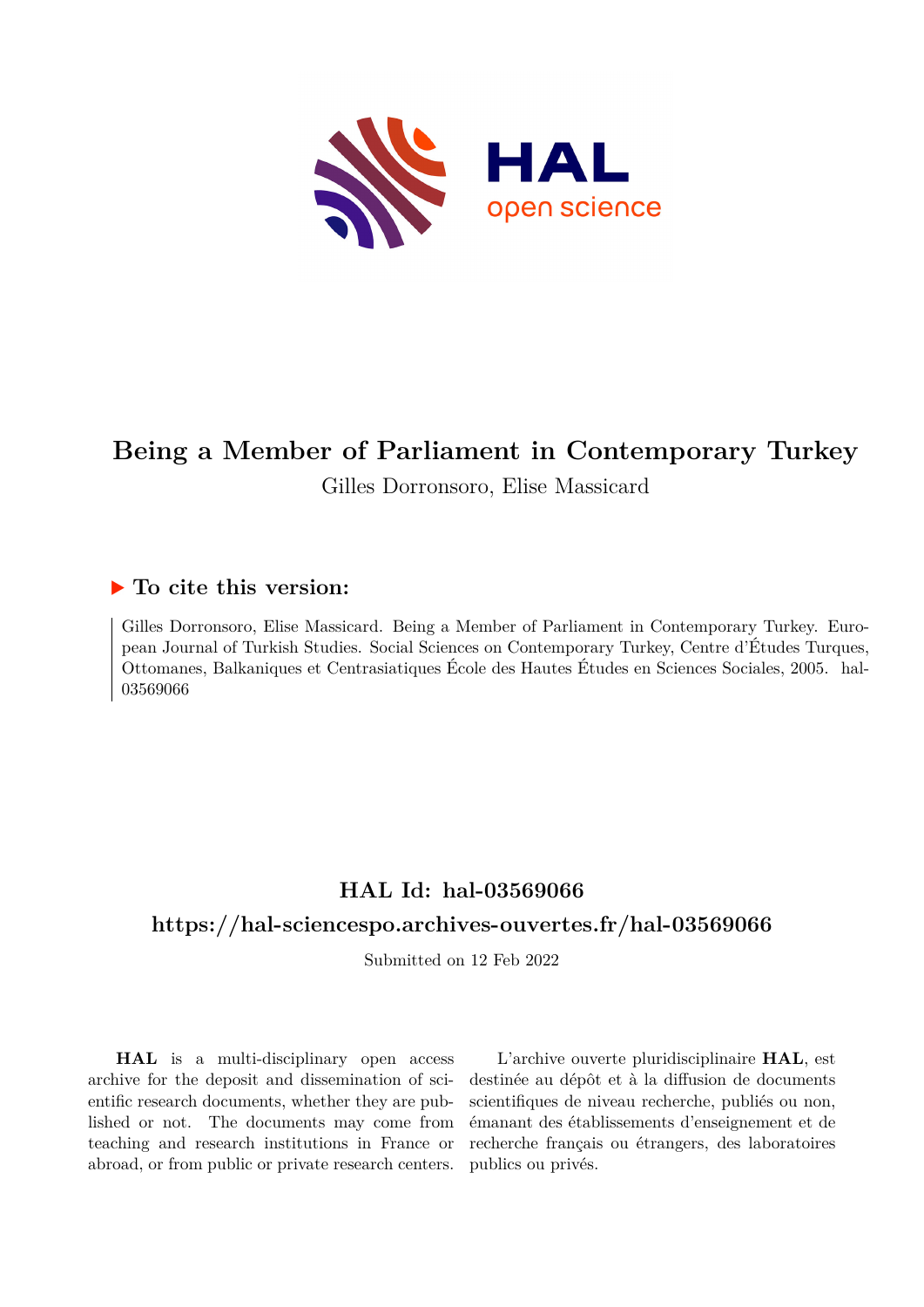# Being a Member of Parliament in Contemporary Turkey

Gilles Dorronsoro, Elise Massicard

## ▶ To cite this version:

Gilles Dorronsoro, Elise Massicard. Being a Member of Parliament in Contemporary Turkey. European Journal of Turkish Studies. Social Sciences on Contemporary Turkey, Centre d'Études Turques, Ottomanes, Balkaniques et Centrasiatiques École des Hautes Études en Sciences Sociales, 2005. hal-03569066

## HAL Id: hal-03569066

## https://hal-sciencespo.archives-ouvertes.fr/hal-03569066

Submitted on 12 Feb 2022

**HAL** is a multi-disciplinary open access archive for the deposit and dissemination of scientific research documents, whether they are published or not. The documents may come from teaching and research institutions in France or abroad, or from public or private research centers.

L'archive ouverte pluridisciplinaire **HAL**, est destinée au dépôt et à la diffusion de documents scientifiques de niveau recherche, publiés ou non, émanant des établissements d'enseignement et de recherche français ou étrangers, des laboratoires publics ou privés.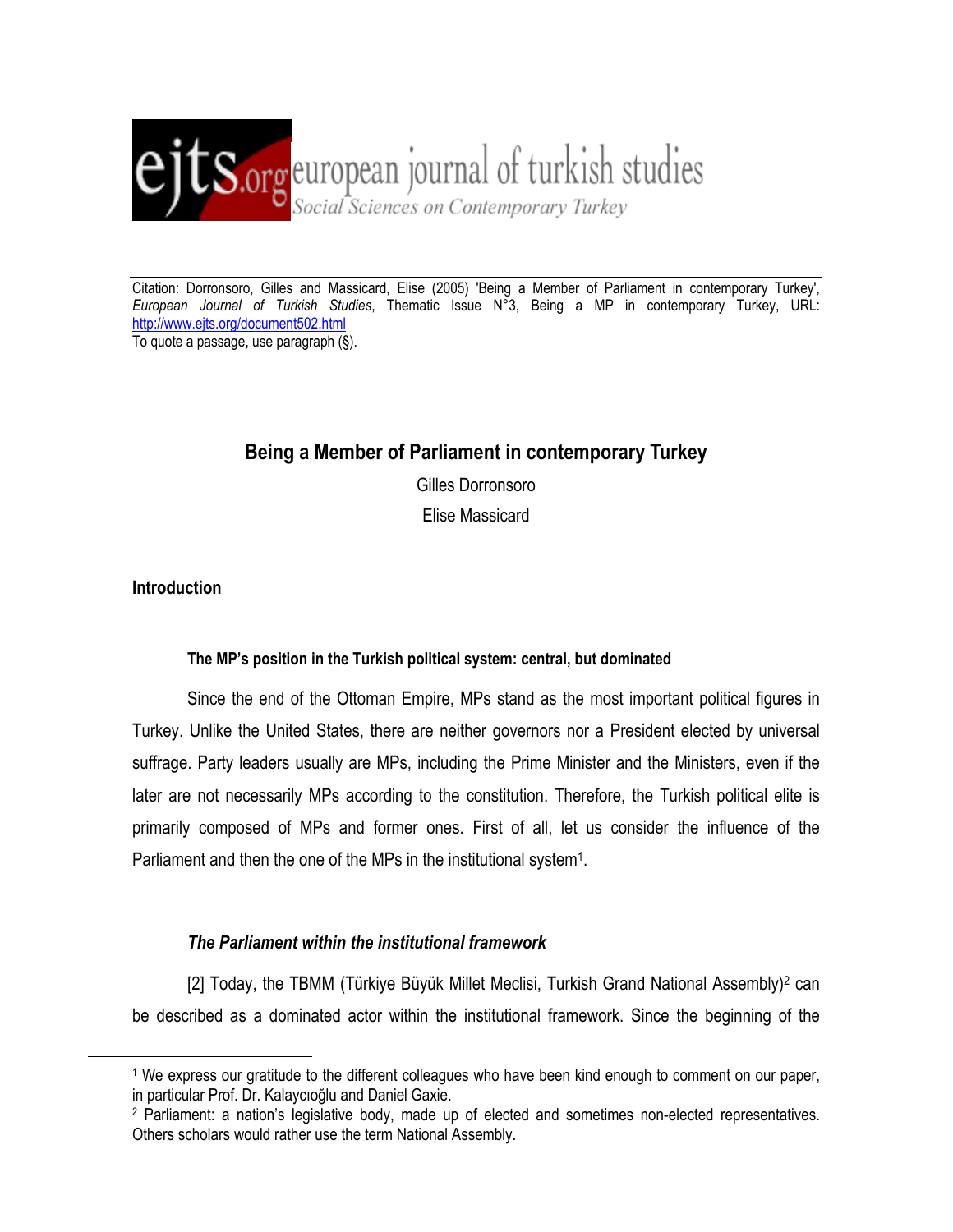Citation: Dorronsoro, Gilles and Massicard, Elise (2005) 'Being a Member of Parliament in contemporary Turkey', *European Journal of Turkish Studies*, Thematic Issue N°3, Being a MP in contemporary Turkey, URL: http://www.ejts.org/document502.html
To quote a passage, use paragraph (§).

# Being a Member of Parliament in contemporary Turkey

Gilles Dorronsoro

Elise Massicard

## Introduction

### The MP's position in the Turkish political system: central, but dominated

Since the end of the Ottoman Empire, MPs stand as the most important political figures in Turkey. Unlike the United States, there are neither governors nor a President elected by universal suffrage. Party leaders usually are MPs, including the Prime Minister and the Ministers, even if the later are not necessarily MPs according to the constitution. Therefore, the Turkish political elite is primarily composed of MPs and former ones. First of all, let us consider the influence of the Parliament and then the one of the MPs in the institutional system[1].

#### *The Parliament within the institutional framework*

[2] Today, the TBMM (Türkiye Büyük Millet Meclisi, Turkish Grand National Assembly)[2] can be described as a dominated actor within the institutional framework. Since the beginning of the

---

[1] We express our gratitude to the different colleagues who have been kind enough to comment on our paper, in particular Prof. Dr. Kalaycıoğlu and Daniel Gaxie.

[2] Parliament: a nation's legislative body, made up of elected and sometimes non-elected representatives. Others scholars would rather use the term National Assembly.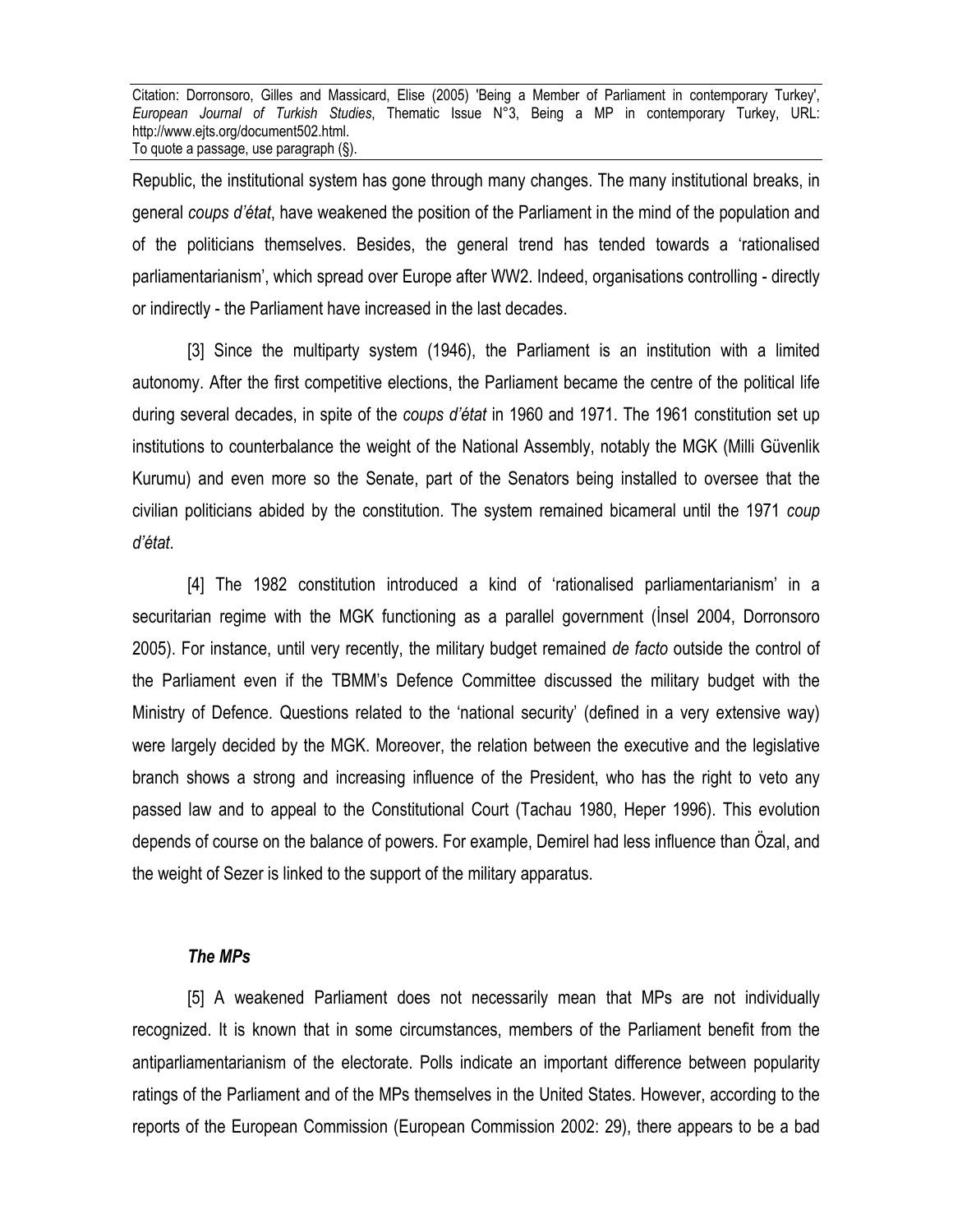Republic, the institutional system has gone through many changes. The many institutional breaks, in general *coups d'état*, have weakened the position of the Parliament in the mind of the population and of the politicians themselves. Besides, the general trend has tended towards a 'rationalised parliamentarianism', which spread over Europe after WW2. Indeed, organisations controlling - directly or indirectly - the Parliament have increased in the last decades.

[3] Since the multiparty system (1946), the Parliament is an institution with a limited autonomy. After the first competitive elections, the Parliament became the centre of the political life during several decades, in spite of the *coups d'état* in 1960 and 1971. The 1961 constitution set up institutions to counterbalance the weight of the National Assembly, notably the MGK (Milli Güvenlik Kurumu) and even more so the Senate, part of the Senators being installed to oversee that the civilian politicians abided by the constitution. The system remained bicameral until the 1971 *coup d'état*.

[4] The 1982 constitution introduced a kind of 'rationalised parliamentarianism' in a securitarian regime with the MGK functioning as a parallel government (İnsel 2004, Dorronsoro 2005). For instance, until very recently, the military budget remained *de facto* outside the control of the Parliament even if the TBMM's Defence Committee discussed the military budget with the Ministry of Defence. Questions related to the 'national security' (defined in a very extensive way) were largely decided by the MGK. Moreover, the relation between the executive and the legislative branch shows a strong and increasing influence of the President, who has the right to veto any passed law and to appeal to the Constitutional Court (Tachau 1980, Heper 1996). This evolution depends of course on the balance of powers. For example, Demirel had less influence than Özal, and the weight of Sezer is linked to the support of the military apparatus.

### *The MPs*

[5] A weakened Parliament does not necessarily mean that MPs are not individually recognized. It is known that in some circumstances, members of the Parliament benefit from the antiparliamentarianism of the electorate. Polls indicate an important difference between popularity ratings of the Parliament and of the MPs themselves in the United States. However, according to the reports of the European Commission (European Commission 2002: 29), there appears to be a bad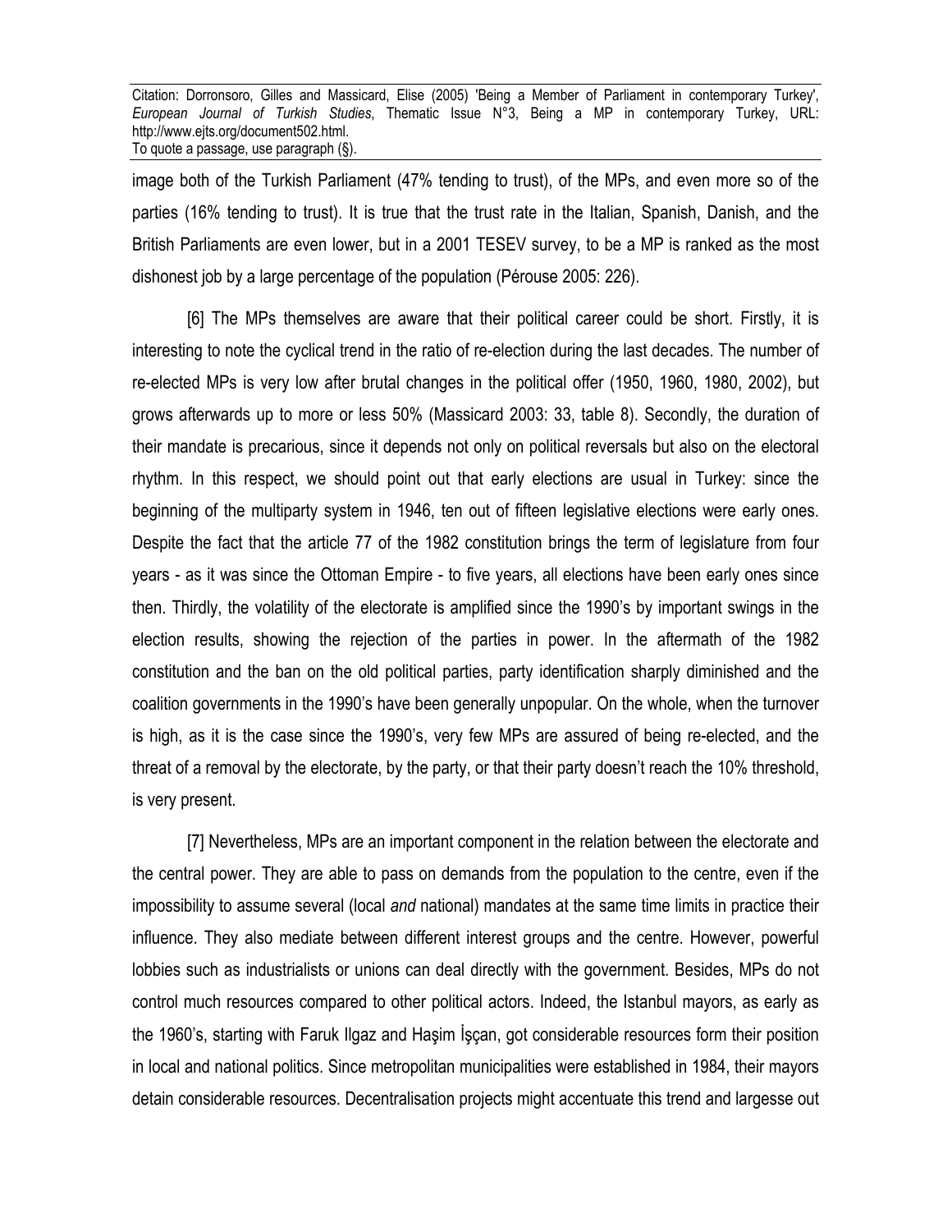image both of the Turkish Parliament (47% tending to trust), of the MPs, and even more so of the parties (16% tending to trust). It is true that the trust rate in the Italian, Spanish, Danish, and the British Parliaments are even lower, but in a 2001 TESEV survey, to be a MP is ranked as the most dishonest job by a large percentage of the population (Pérouse 2005: 226).

[6] The MPs themselves are aware that their political career could be short. Firstly, it is interesting to note the cyclical trend in the ratio of re-election during the last decades. The number of re-elected MPs is very low after brutal changes in the political offer (1950, 1960, 1980, 2002), but grows afterwards up to more or less 50% (Massicard 2003: 33, table 8). Secondly, the duration of their mandate is precarious, since it depends not only on political reversals but also on the electoral rhythm. In this respect, we should point out that early elections are usual in Turkey: since the beginning of the multiparty system in 1946, ten out of fifteen legislative elections were early ones. Despite the fact that the article 77 of the 1982 constitution brings the term of legislature from four years - as it was since the Ottoman Empire - to five years, all elections have been early ones since then. Thirdly, the volatility of the electorate is amplified since the 1990's by important swings in the election results, showing the rejection of the parties in power. In the aftermath of the 1982 constitution and the ban on the old political parties, party identification sharply diminished and the coalition governments in the 1990's have been generally unpopular. On the whole, when the turnover is high, as it is the case since the 1990's, very few MPs are assured of being re-elected, and the threat of a removal by the electorate, by the party, or that their party doesn't reach the 10% threshold, is very present.

[7] Nevertheless, MPs are an important component in the relation between the electorate and the central power. They are able to pass on demands from the population to the centre, even if the impossibility to assume several (local *and* national) mandates at the same time limits in practice their influence. They also mediate between different interest groups and the centre. However, powerful lobbies such as industrialists or unions can deal directly with the government. Besides, MPs do not control much resources compared to other political actors. Indeed, the Istanbul mayors, as early as the 1960's, starting with Faruk Ilgaz and Haşim İşçan, got considerable resources form their position in local and national politics. Since metropolitan municipalities were established in 1984, their mayors detain considerable resources. Decentralisation projects might accentuate this trend and largesse out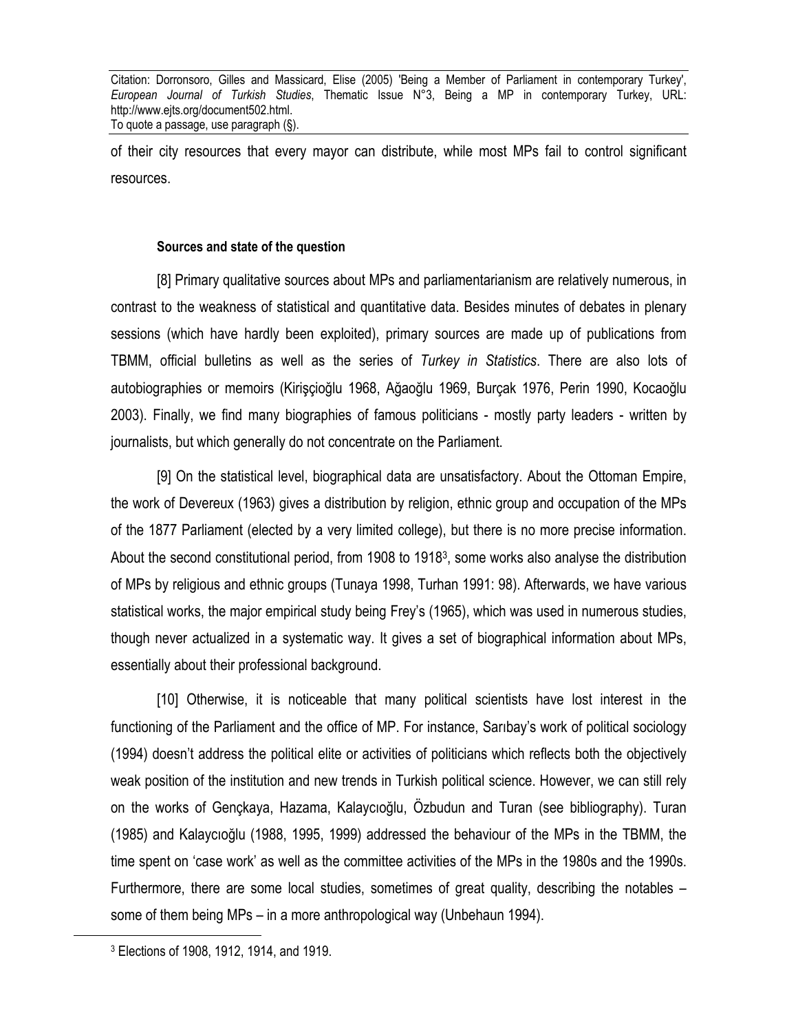of their city resources that every mayor can distribute, while most MPs fail to control significant resources.

#### Sources and state of the question

[8] Primary qualitative sources about MPs and parliamentarianism are relatively numerous, in contrast to the weakness of statistical and quantitative data. Besides minutes of debates in plenary sessions (which have hardly been exploited), primary sources are made up of publications from TBMM, official bulletins as well as the series of *Turkey in Statistics*. There are also lots of autobiographies or memoirs (Kirişçioğlu 1968, Ağaoğlu 1969, Burçak 1976, Perin 1990, Kocaoğlu 2003). Finally, we find many biographies of famous politicians - mostly party leaders - written by journalists, but which generally do not concentrate on the Parliament.

[9] On the statistical level, biographical data are unsatisfactory. About the Ottoman Empire, the work of Devereux (1963) gives a distribution by religion, ethnic group and occupation of the MPs of the 1877 Parliament (elected by a very limited college), but there is no more precise information. About the second constitutional period, from 1908 to 1918[3], some works also analyse the distribution of MPs by religious and ethnic groups (Tunaya 1998, Turhan 1991: 98). Afterwards, we have various statistical works, the major empirical study being Frey's (1965), which was used in numerous studies, though never actualized in a systematic way. It gives a set of biographical information about MPs, essentially about their professional background.

[10] Otherwise, it is noticeable that many political scientists have lost interest in the functioning of the Parliament and the office of MP. For instance, Sarıbay's work of political sociology (1994) doesn't address the political elite or activities of politicians which reflects both the objectively weak position of the institution and new trends in Turkish political science. However, we can still rely on the works of Gençkaya, Hazama, Kalaycıoğlu, Özbudun and Turan (see bibliography). Turan (1985) and Kalaycıoğlu (1988, 1995, 1999) addressed the behaviour of the MPs in the TBMM, the time spent on 'case work' as well as the committee activities of the MPs in the 1980s and the 1990s. Furthermore, there are some local studies, sometimes of great quality, describing the notables – some of them being MPs – in a more anthropological way (Unbehaun 1994).

[3] Elections of 1908, 1912, 1914, and 1919.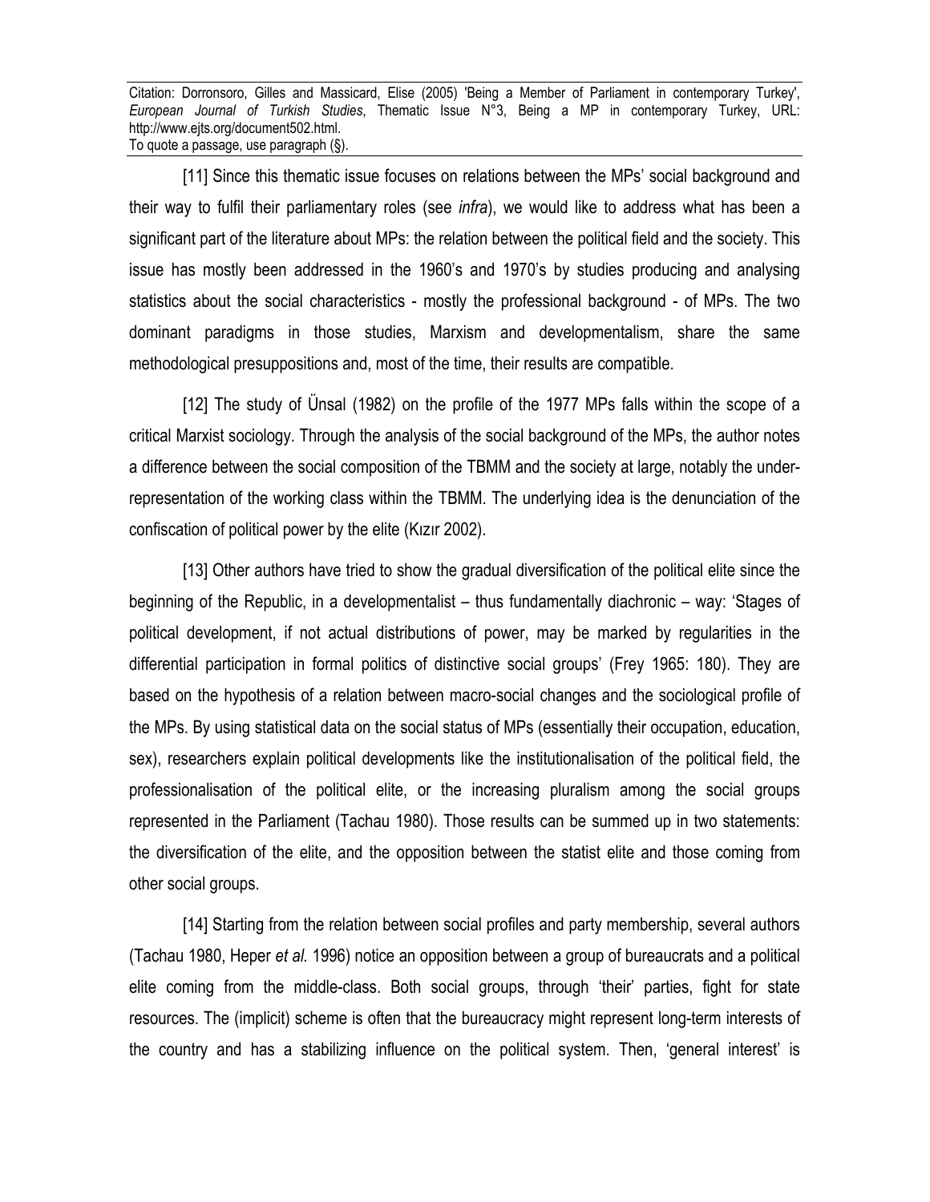[11] Since this thematic issue focuses on relations between the MPs' social background and their way to fulfil their parliamentary roles (see *infra*), we would like to address what has been a significant part of the literature about MPs: the relation between the political field and the society. This issue has mostly been addressed in the 1960's and 1970's by studies producing and analysing statistics about the social characteristics - mostly the professional background - of MPs. The two dominant paradigms in those studies, Marxism and developmentalism, share the same methodological presuppositions and, most of the time, their results are compatible.

[12] The study of Ünsal (1982) on the profile of the 1977 MPs falls within the scope of a critical Marxist sociology. Through the analysis of the social background of the MPs, the author notes a difference between the social composition of the TBMM and the society at large, notably the under-representation of the working class within the TBMM. The underlying idea is the denunciation of the confiscation of political power by the elite (Kızır 2002).

[13] Other authors have tried to show the gradual diversification of the political elite since the beginning of the Republic, in a developmentalist – thus fundamentally diachronic – way: 'Stages of political development, if not actual distributions of power, may be marked by regularities in the differential participation in formal politics of distinctive social groups' (Frey 1965: 180). They are based on the hypothesis of a relation between macro-social changes and the sociological profile of the MPs. By using statistical data on the social status of MPs (essentially their occupation, education, sex), researchers explain political developments like the institutionalisation of the political field, the professionalisation of the political elite, or the increasing pluralism among the social groups represented in the Parliament (Tachau 1980). Those results can be summed up in two statements: the diversification of the elite, and the opposition between the statist elite and those coming from other social groups.

[14] Starting from the relation between social profiles and party membership, several authors (Tachau 1980, Heper *et al.* 1996) notice an opposition between a group of bureaucrats and a political elite coming from the middle-class. Both social groups, through 'their' parties, fight for state resources. The (implicit) scheme is often that the bureaucracy might represent long-term interests of the country and has a stabilizing influence on the political system. Then, 'general interest' is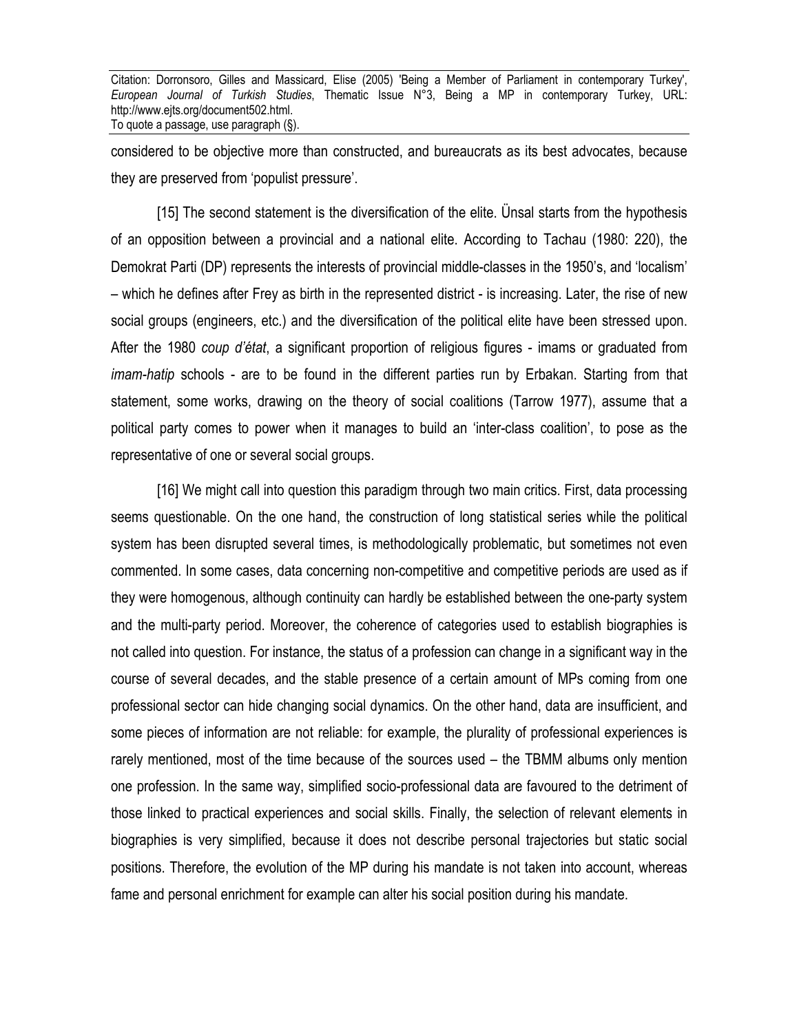considered to be objective more than constructed, and bureaucrats as its best advocates, because they are preserved from 'populist pressure'.

[15] The second statement is the diversification of the elite. Ünsal starts from the hypothesis of an opposition between a provincial and a national elite. According to Tachau (1980: 220), the Demokrat Parti (DP) represents the interests of provincial middle-classes in the 1950's, and 'localism' – which he defines after Frey as birth in the represented district - is increasing. Later, the rise of new social groups (engineers, etc.) and the diversification of the political elite have been stressed upon. After the 1980 *coup d'état*, a significant proportion of religious figures - imams or graduated from *imam-hatip* schools - are to be found in the different parties run by Erbakan. Starting from that statement, some works, drawing on the theory of social coalitions (Tarrow 1977), assume that a political party comes to power when it manages to build an 'inter-class coalition', to pose as the representative of one or several social groups.

[16] We might call into question this paradigm through two main critics. First, data processing seems questionable. On the one hand, the construction of long statistical series while the political system has been disrupted several times, is methodologically problematic, but sometimes not even commented. In some cases, data concerning non-competitive and competitive periods are used as if they were homogenous, although continuity can hardly be established between the one-party system and the multi-party period. Moreover, the coherence of categories used to establish biographies is not called into question. For instance, the status of a profession can change in a significant way in the course of several decades, and the stable presence of a certain amount of MPs coming from one professional sector can hide changing social dynamics. On the other hand, data are insufficient, and some pieces of information are not reliable: for example, the plurality of professional experiences is rarely mentioned, most of the time because of the sources used – the TBMM albums only mention one profession. In the same way, simplified socio-professional data are favoured to the detriment of those linked to practical experiences and social skills. Finally, the selection of relevant elements in biographies is very simplified, because it does not describe personal trajectories but static social positions. Therefore, the evolution of the MP during his mandate is not taken into account, whereas fame and personal enrichment for example can alter his social position during his mandate.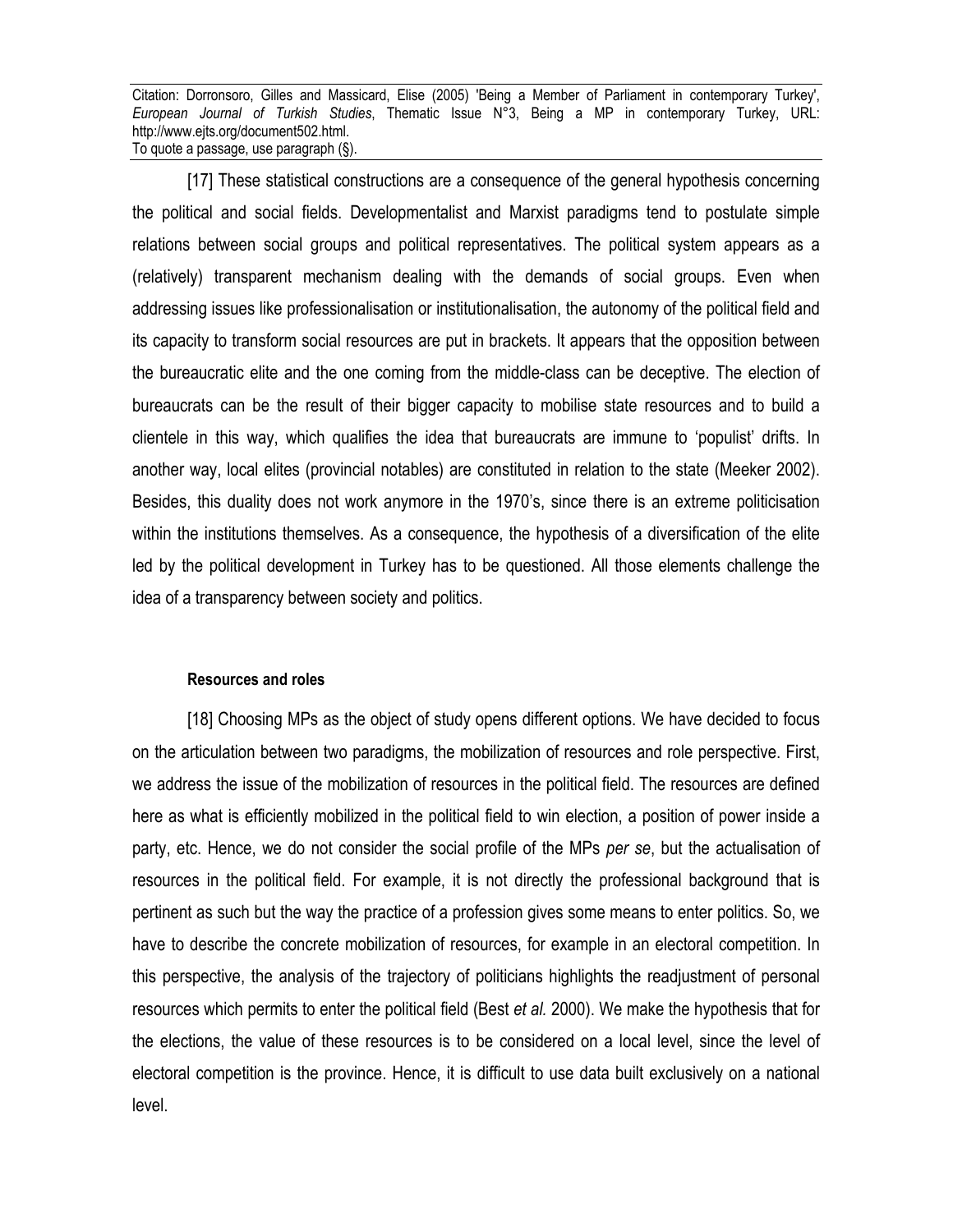[17] These statistical constructions are a consequence of the general hypothesis concerning the political and social fields. Developmentalist and Marxist paradigms tend to postulate simple relations between social groups and political representatives. The political system appears as a (relatively) transparent mechanism dealing with the demands of social groups. Even when addressing issues like professionalisation or institutionalisation, the autonomy of the political field and its capacity to transform social resources are put in brackets. It appears that the opposition between the bureaucratic elite and the one coming from the middle-class can be deceptive. The election of bureaucrats can be the result of their bigger capacity to mobilise state resources and to build a clientele in this way, which qualifies the idea that bureaucrats are immune to 'populist' drifts. In another way, local elites (provincial notables) are constituted in relation to the state (Meeker 2002). Besides, this duality does not work anymore in the 1970's, since there is an extreme politicisation within the institutions themselves. As a consequence, the hypothesis of a diversification of the elite led by the political development in Turkey has to be questioned. All those elements challenge the idea of a transparency between society and politics.

#### Resources and roles

[18] Choosing MPs as the object of study opens different options. We have decided to focus on the articulation between two paradigms, the mobilization of resources and role perspective. First, we address the issue of the mobilization of resources in the political field. The resources are defined here as what is efficiently mobilized in the political field to win election, a position of power inside a party, etc. Hence, we do not consider the social profile of the MPs *per se*, but the actualisation of resources in the political field. For example, it is not directly the professional background that is pertinent as such but the way the practice of a profession gives some means to enter politics. So, we have to describe the concrete mobilization of resources, for example in an electoral competition. In this perspective, the analysis of the trajectory of politicians highlights the readjustment of personal resources which permits to enter the political field (Best *et al.* 2000). We make the hypothesis that for the elections, the value of these resources is to be considered on a local level, since the level of electoral competition is the province. Hence, it is difficult to use data built exclusively on a national level.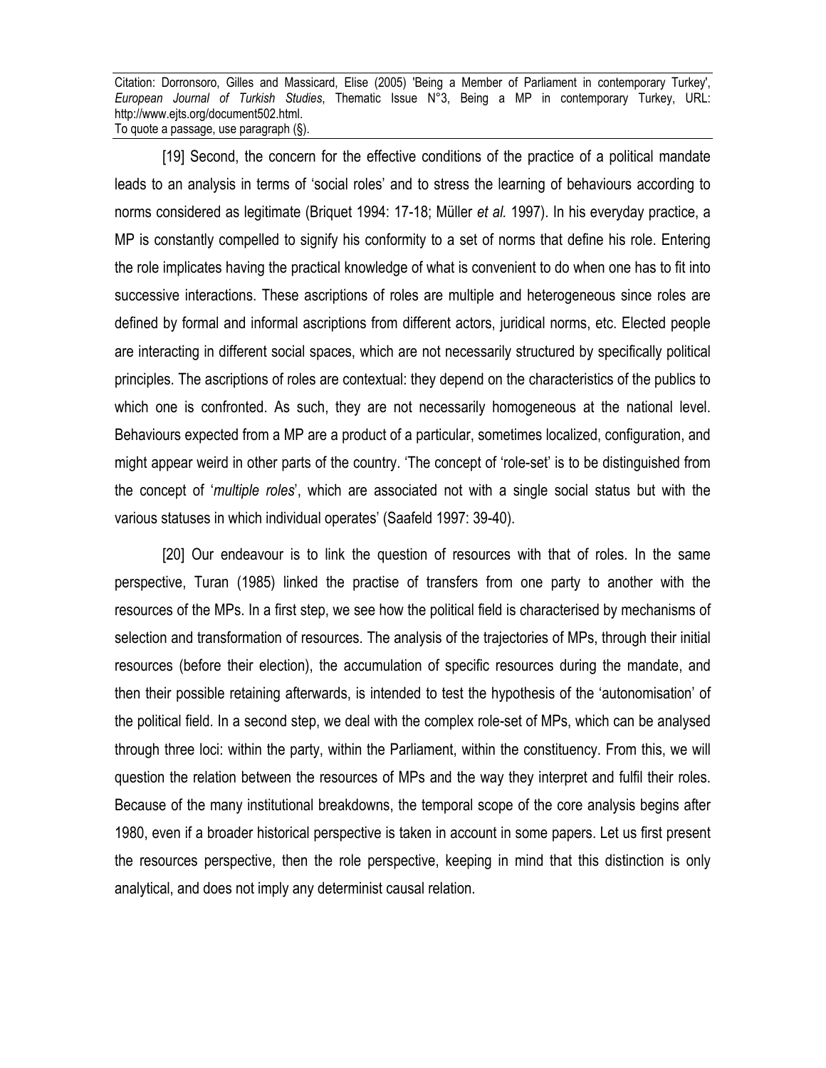[19] Second, the concern for the effective conditions of the practice of a political mandate leads to an analysis in terms of 'social roles' and to stress the learning of behaviours according to norms considered as legitimate (Briquet 1994: 17-18; Müller *et al.* 1997). In his everyday practice, a MP is constantly compelled to signify his conformity to a set of norms that define his role. Entering the role implicates having the practical knowledge of what is convenient to do when one has to fit into successive interactions. These ascriptions of roles are multiple and heterogeneous since roles are defined by formal and informal ascriptions from different actors, juridical norms, etc. Elected people are interacting in different social spaces, which are not necessarily structured by specifically political principles. The ascriptions of roles are contextual: they depend on the characteristics of the publics to which one is confronted. As such, they are not necessarily homogeneous at the national level. Behaviours expected from a MP are a product of a particular, sometimes localized, configuration, and might appear weird in other parts of the country. 'The concept of 'role-set' is to be distinguished from the concept of '*multiple roles*', which are associated not with a single social status but with the various statuses in which individual operates' (Saafeld 1997: 39-40).

[20] Our endeavour is to link the question of resources with that of roles. In the same perspective, Turan (1985) linked the practise of transfers from one party to another with the resources of the MPs. In a first step, we see how the political field is characterised by mechanisms of selection and transformation of resources. The analysis of the trajectories of MPs, through their initial resources (before their election), the accumulation of specific resources during the mandate, and then their possible retaining afterwards, is intended to test the hypothesis of the 'autonomisation' of the political field. In a second step, we deal with the complex role-set of MPs, which can be analysed through three loci: within the party, within the Parliament, within the constituency. From this, we will question the relation between the resources of MPs and the way they interpret and fulfil their roles. Because of the many institutional breakdowns, the temporal scope of the core analysis begins after 1980, even if a broader historical perspective is taken in account in some papers. Let us first present the resources perspective, then the role perspective, keeping in mind that this distinction is only analytical, and does not imply any determinist causal relation.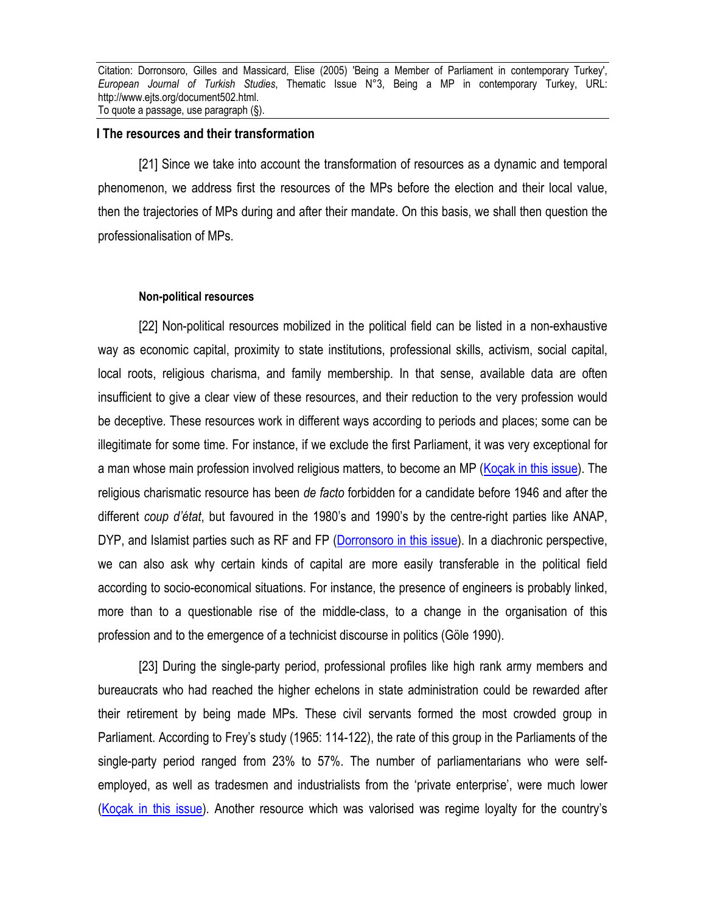## I The resources and their transformation

[21] Since we take into account the transformation of resources as a dynamic and temporal phenomenon, we address first the resources of the MPs before the election and their local value, then the trajectories of MPs during and after their mandate. On this basis, we shall then question the professionalisation of MPs.

### Non-political resources

[22] Non-political resources mobilized in the political field can be listed in a non-exhaustive way as economic capital, proximity to state institutions, professional skills, activism, social capital, local roots, religious charisma, and family membership. In that sense, available data are often insufficient to give a clear view of these resources, and their reduction to the very profession would be deceptive. These resources work in different ways according to periods and places; some can be illegitimate for some time. For instance, if we exclude the first Parliament, it was very exceptional for a man whose main profession involved religious matters, to become an MP (Koçak in this issue). The religious charismatic resource has been *de facto* forbidden for a candidate before 1946 and after the different *coup d'état*, but favoured in the 1980's and 1990's by the centre-right parties like ANAP, DYP, and Islamist parties such as RF and FP (Dorronsoro in this issue). In a diachronic perspective, we can also ask why certain kinds of capital are more easily transferable in the political field according to socio-economical situations. For instance, the presence of engineers is probably linked, more than to a questionable rise of the middle-class, to a change in the organisation of this profession and to the emergence of a technicist discourse in politics (Göle 1990).

[23] During the single-party period, professional profiles like high rank army members and bureaucrats who had reached the higher echelons in state administration could be rewarded after their retirement by being made MPs. These civil servants formed the most crowded group in Parliament. According to Frey's study (1965: 114-122), the rate of this group in the Parliaments of the single-party period ranged from 23% to 57%. The number of parliamentarians who were self-employed, as well as tradesmen and industrialists from the 'private enterprise', were much lower (Koçak in this issue). Another resource which was valorised was regime loyalty for the country's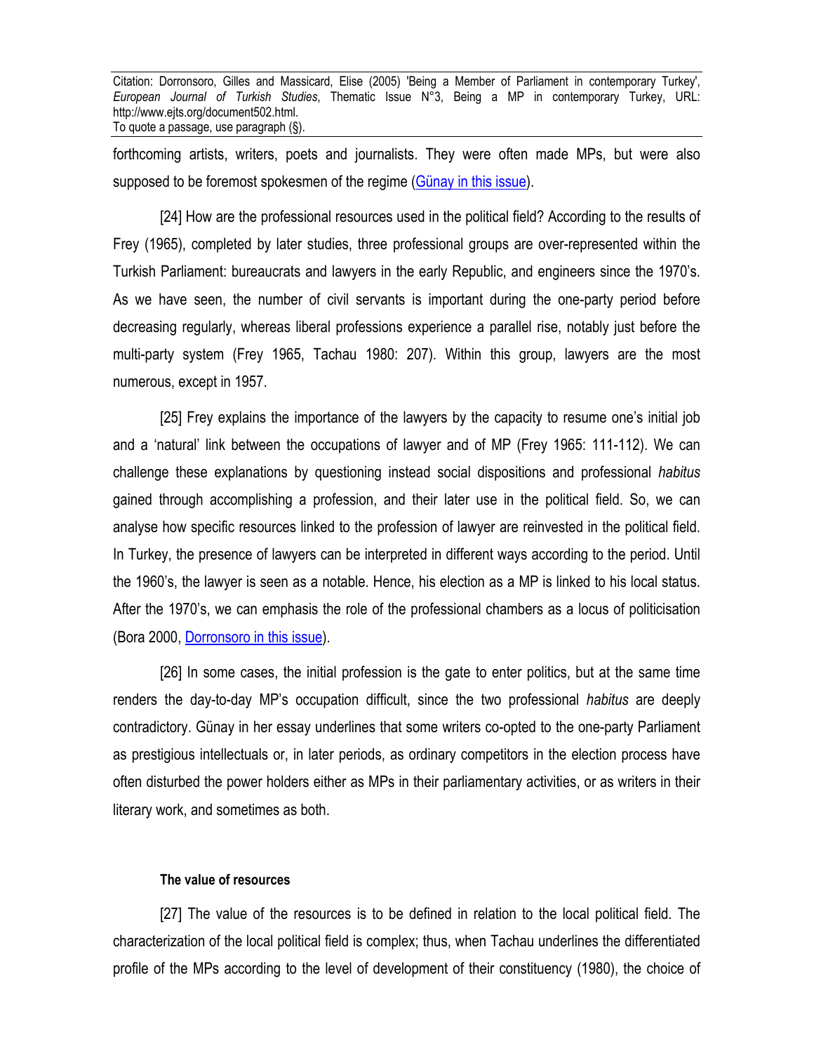forthcoming artists, writers, poets and journalists. They were often made MPs, but were also supposed to be foremost spokesmen of the regime (Günay in this issue).

[24] How are the professional resources used in the political field? According to the results of Frey (1965), completed by later studies, three professional groups are over-represented within the Turkish Parliament: bureaucrats and lawyers in the early Republic, and engineers since the 1970's. As we have seen, the number of civil servants is important during the one-party period before decreasing regularly, whereas liberal professions experience a parallel rise, notably just before the multi-party system (Frey 1965, Tachau 1980: 207). Within this group, lawyers are the most numerous, except in 1957.

[25] Frey explains the importance of the lawyers by the capacity to resume one's initial job and a 'natural' link between the occupations of lawyer and of MP (Frey 1965: 111-112). We can challenge these explanations by questioning instead social dispositions and professional *habitus* gained through accomplishing a profession, and their later use in the political field. So, we can analyse how specific resources linked to the profession of lawyer are reinvested in the political field. In Turkey, the presence of lawyers can be interpreted in different ways according to the period. Until the 1960's, the lawyer is seen as a notable. Hence, his election as a MP is linked to his local status. After the 1970's, we can emphasis the role of the professional chambers as a locus of politicisation (Bora 2000, Dorronsoro in this issue).

[26] In some cases, the initial profession is the gate to enter politics, but at the same time renders the day-to-day MP's occupation difficult, since the two professional *habitus* are deeply contradictory. Günay in her essay underlines that some writers co-opted to the one-party Parliament as prestigious intellectuals or, in later periods, as ordinary competitors in the election process have often disturbed the power holders either as MPs in their parliamentary activities, or as writers in their literary work, and sometimes as both.

#### The value of resources

[27] The value of the resources is to be defined in relation to the local political field. The characterization of the local political field is complex; thus, when Tachau underlines the differentiated profile of the MPs according to the level of development of their constituency (1980), the choice of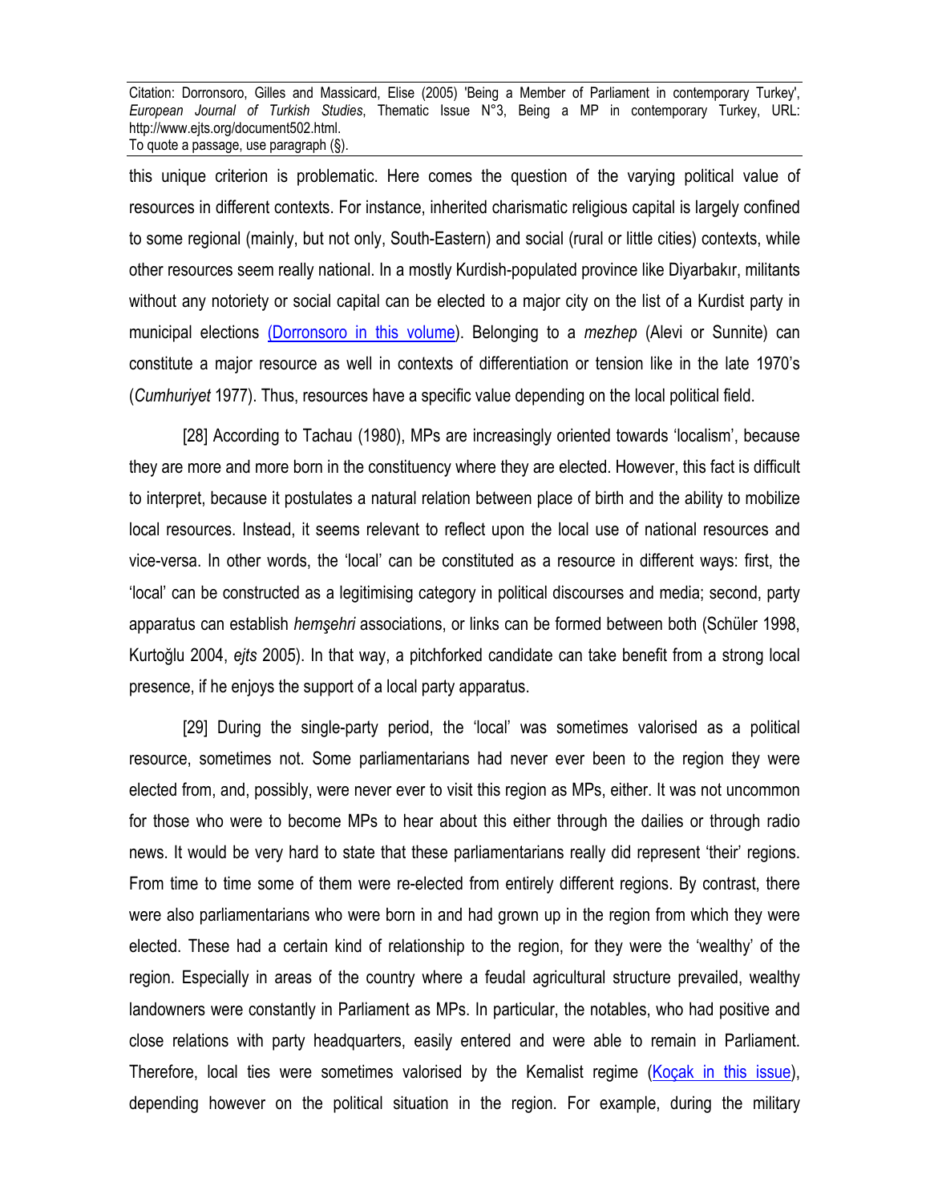this unique criterion is problematic. Here comes the question of the varying political value of resources in different contexts. For instance, inherited charismatic religious capital is largely confined to some regional (mainly, but not only, South-Eastern) and social (rural or little cities) contexts, while other resources seem really national. In a mostly Kurdish-populated province like Diyarbakır, militants without any notoriety or social capital can be elected to a major city on the list of a Kurdist party in municipal elections (Dorronsoro in this volume). Belonging to a *mezhep* (Alevi or Sunnite) can constitute a major resource as well in contexts of differentiation or tension like in the late 1970's (*Cumhuriyet* 1977). Thus, resources have a specific value depending on the local political field.

[28] According to Tachau (1980), MPs are increasingly oriented towards 'localism', because they are more and more born in the constituency where they are elected. However, this fact is difficult to interpret, because it postulates a natural relation between place of birth and the ability to mobilize local resources. Instead, it seems relevant to reflect upon the local use of national resources and vice-versa. In other words, the 'local' can be constituted as a resource in different ways: first, the 'local' can be constructed as a legitimising category in political discourses and media; second, party apparatus can establish *hemşehri* associations, or links can be formed between both (Schüler 1998, Kurtoğlu 2004, *ejts* 2005). In that way, a pitchforked candidate can take benefit from a strong local presence, if he enjoys the support of a local party apparatus.

[29] During the single-party period, the 'local' was sometimes valorised as a political resource, sometimes not. Some parliamentarians had never ever been to the region they were elected from, and, possibly, were never ever to visit this region as MPs, either. It was not uncommon for those who were to become MPs to hear about this either through the dailies or through radio news. It would be very hard to state that these parliamentarians really did represent 'their' regions. From time to time some of them were re-elected from entirely different regions. By contrast, there were also parliamentarians who were born in and had grown up in the region from which they were elected. These had a certain kind of relationship to the region, for they were the 'wealthy' of the region. Especially in areas of the country where a feudal agricultural structure prevailed, wealthy landowners were constantly in Parliament as MPs. In particular, the notables, who had positive and close relations with party headquarters, easily entered and were able to remain in Parliament. Therefore, local ties were sometimes valorised by the Kemalist regime (Koçak in this issue), depending however on the political situation in the region. For example, during the military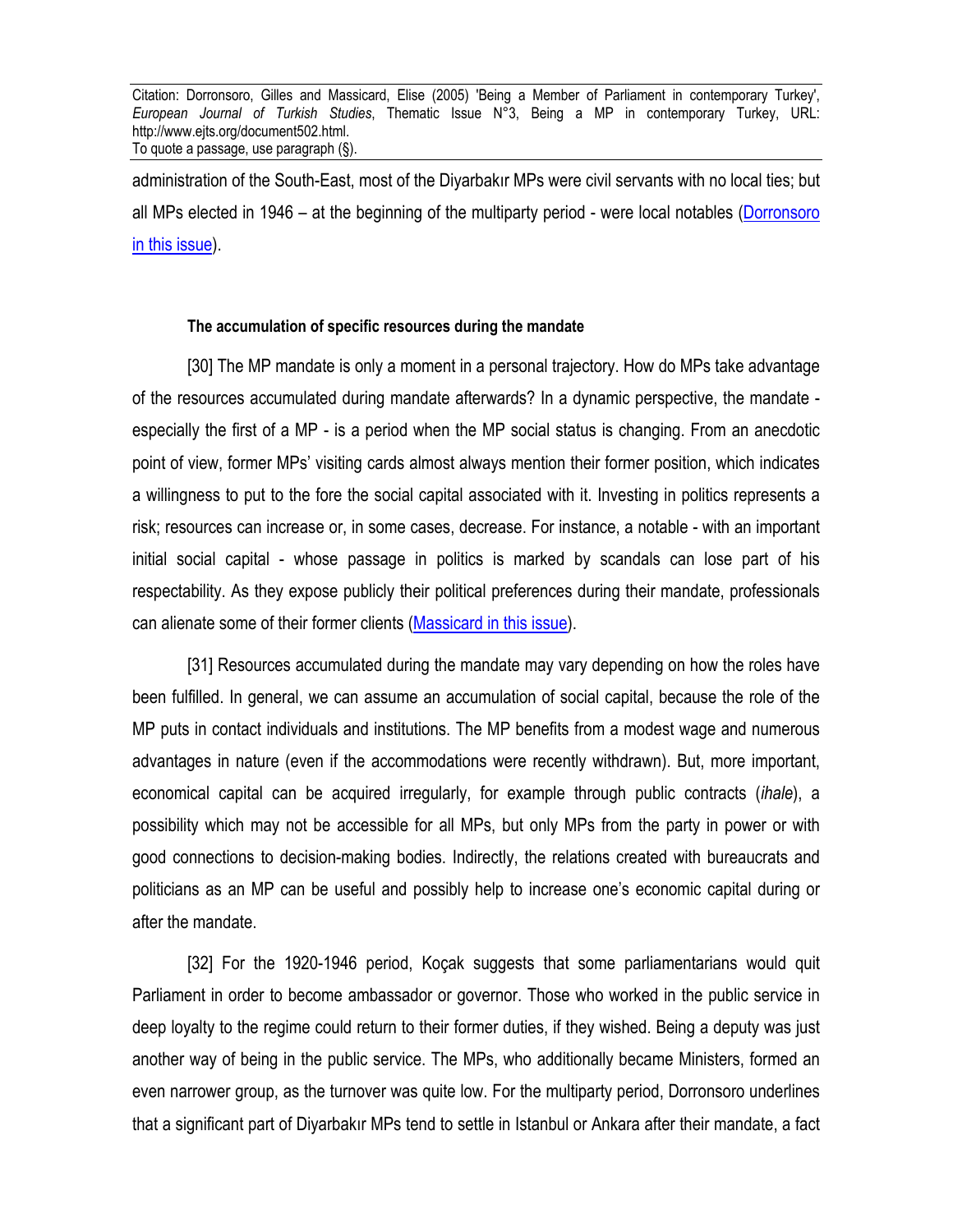administration of the South-East, most of the Diyarbakır MPs were civil servants with no local ties; but all MPs elected in 1946 – at the beginning of the multiparty period - were local notables (Dorronsoro in this issue).

### The accumulation of specific resources during the mandate

[30] The MP mandate is only a moment in a personal trajectory. How do MPs take advantage of the resources accumulated during mandate afterwards? In a dynamic perspective, the mandate - especially the first of a MP - is a period when the MP social status is changing. From an anecdotic point of view, former MPs' visiting cards almost always mention their former position, which indicates a willingness to put to the fore the social capital associated with it. Investing in politics represents a risk; resources can increase or, in some cases, decrease. For instance, a notable - with an important initial social capital - whose passage in politics is marked by scandals can lose part of his respectability. As they expose publicly their political preferences during their mandate, professionals can alienate some of their former clients (Massicard in this issue).

[31] Resources accumulated during the mandate may vary depending on how the roles have been fulfilled. In general, we can assume an accumulation of social capital, because the role of the MP puts in contact individuals and institutions. The MP benefits from a modest wage and numerous advantages in nature (even if the accommodations were recently withdrawn). But, more important, economical capital can be acquired irregularly, for example through public contracts (*ihale*), a possibility which may not be accessible for all MPs, but only MPs from the party in power or with good connections to decision-making bodies. Indirectly, the relations created with bureaucrats and politicians as an MP can be useful and possibly help to increase one's economic capital during or after the mandate.

[32] For the 1920-1946 period, Koçak suggests that some parliamentarians would quit Parliament in order to become ambassador or governor. Those who worked in the public service in deep loyalty to the regime could return to their former duties, if they wished. Being a deputy was just another way of being in the public service. The MPs, who additionally became Ministers, formed an even narrower group, as the turnover was quite low. For the multiparty period, Dorronsoro underlines that a significant part of Diyarbakır MPs tend to settle in Istanbul or Ankara after their mandate, a fact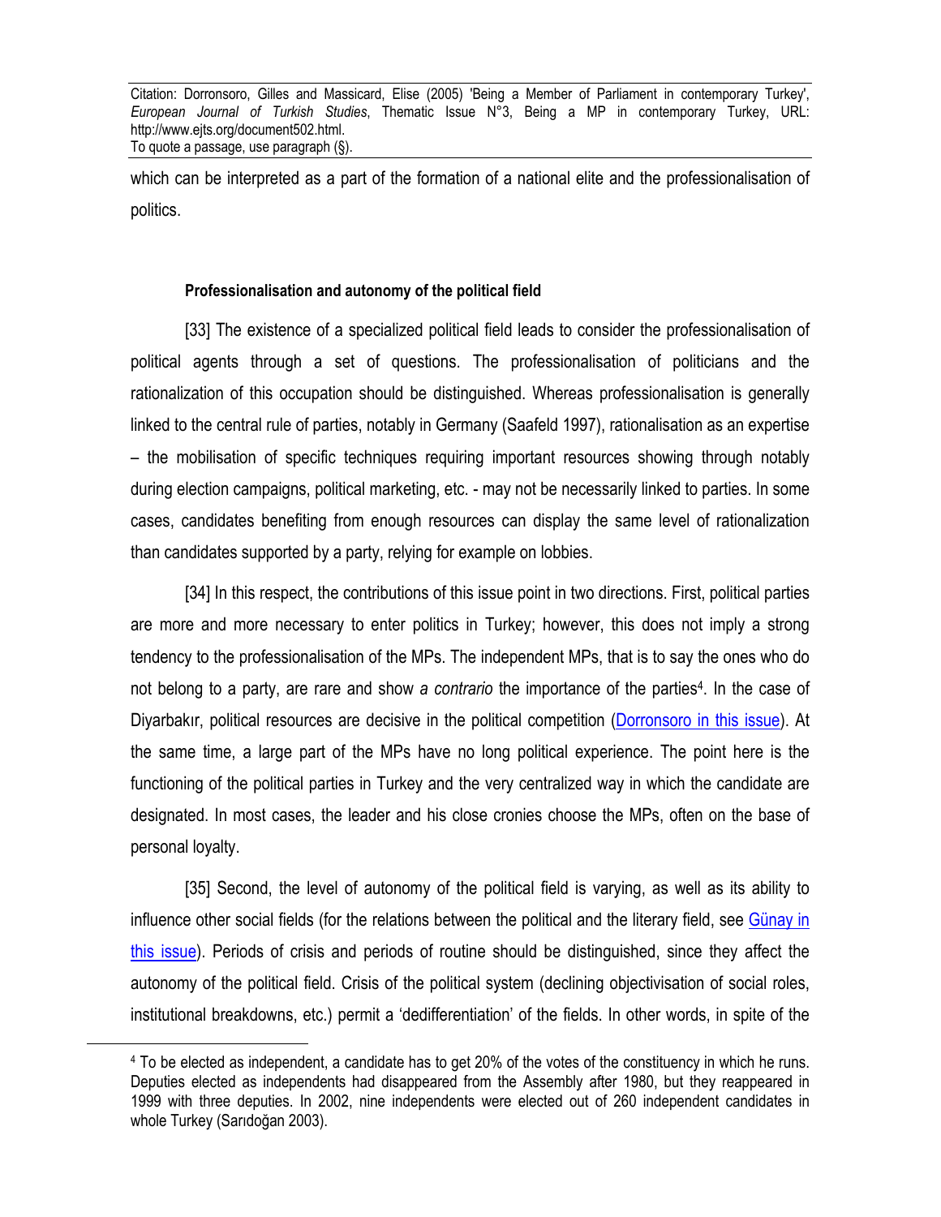which can be interpreted as a part of the formation of a national elite and the professionalisation of politics.

### Professionalisation and autonomy of the political field

[33] The existence of a specialized political field leads to consider the professionalisation of political agents through a set of questions. The professionalisation of politicians and the rationalization of this occupation should be distinguished. Whereas professionalisation is generally linked to the central rule of parties, notably in Germany (Saafeld 1997), rationalisation as an expertise – the mobilisation of specific techniques requiring important resources showing through notably during election campaigns, political marketing, etc. - may not be necessarily linked to parties. In some cases, candidates benefiting from enough resources can display the same level of rationalization than candidates supported by a party, relying for example on lobbies.

[34] In this respect, the contributions of this issue point in two directions. First, political parties are more and more necessary to enter politics in Turkey; however, this does not imply a strong tendency to the professionalisation of the MPs. The independent MPs, that is to say the ones who do not belong to a party, are rare and show *a contrario* the importance of the parties[4]. In the case of Diyarbakır, political resources are decisive in the political competition (Dorronsoro in this issue). At the same time, a large part of the MPs have no long political experience. The point here is the functioning of the political parties in Turkey and the very centralized way in which the candidate are designated. In most cases, the leader and his close cronies choose the MPs, often on the base of personal loyalty.

[35] Second, the level of autonomy of the political field is varying, as well as its ability to influence other social fields (for the relations between the political and the literary field, see Günay in this issue). Periods of crisis and periods of routine should be distinguished, since they affect the autonomy of the political field. Crisis of the political system (declining objectivisation of social roles, institutional breakdowns, etc.) permit a 'dedifferentiation' of the fields. In other words, in spite of the

[4] To be elected as independent, a candidate has to get 20% of the votes of the constituency in which he runs. Deputies elected as independents had disappeared from the Assembly after 1980, but they reappeared in 1999 with three deputies. In 2002, nine independents were elected out of 260 independent candidates in whole Turkey (Sarıdoğan 2003).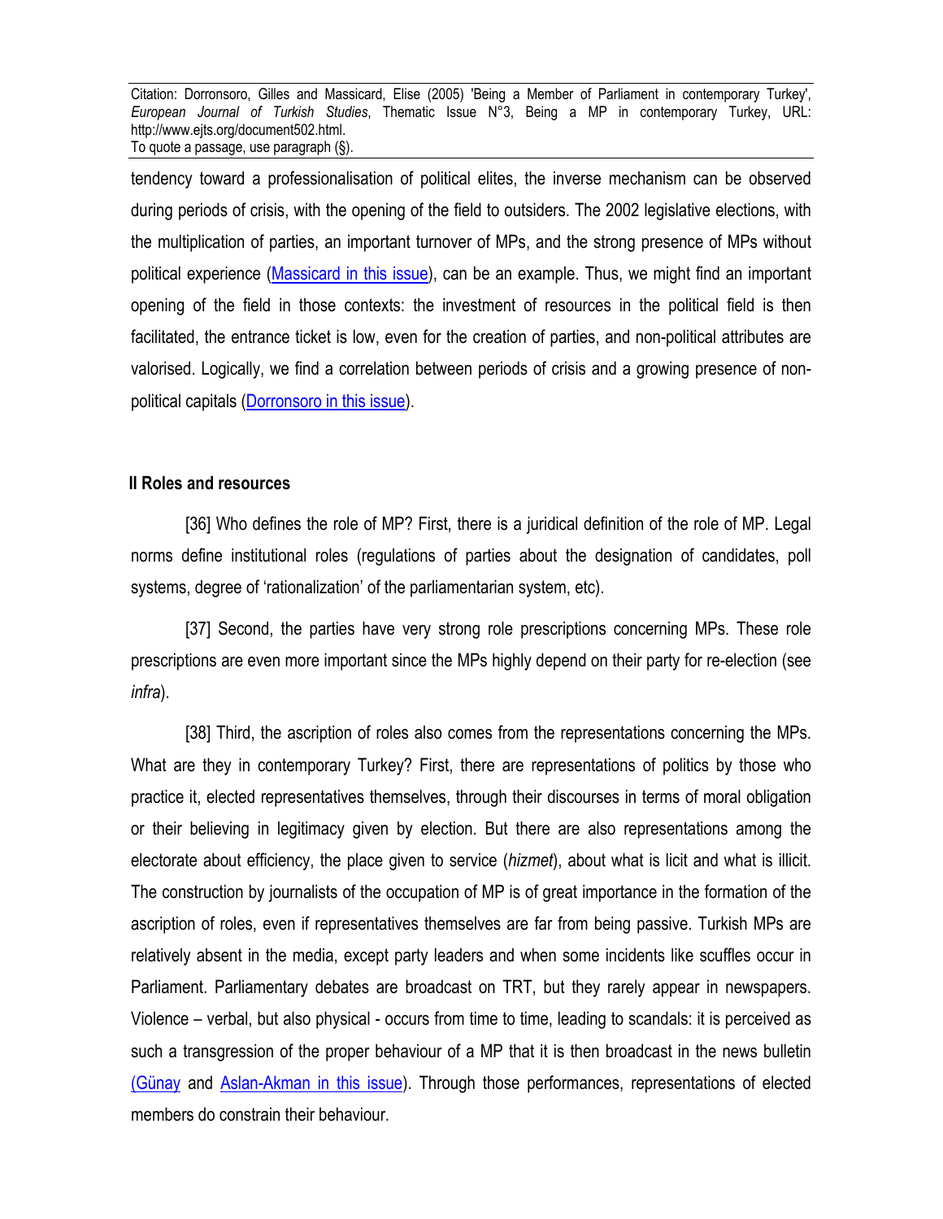tendency toward a professionalisation of political elites, the inverse mechanism can be observed during periods of crisis, with the opening of the field to outsiders. The 2002 legislative elections, with the multiplication of parties, an important turnover of MPs, and the strong presence of MPs without political experience (Massicard in this issue), can be an example. Thus, we might find an important opening of the field in those contexts: the investment of resources in the political field is then facilitated, the entrance ticket is low, even for the creation of parties, and non-political attributes are valorised. Logically, we find a correlation between periods of crisis and a growing presence of non-political capitals (Dorronsoro in this issue).

## II Roles and resources

[36] Who defines the role of MP? First, there is a juridical definition of the role of MP. Legal norms define institutional roles (regulations of parties about the designation of candidates, poll systems, degree of 'rationalization' of the parliamentarian system, etc).

[37] Second, the parties have very strong role prescriptions concerning MPs. These role prescriptions are even more important since the MPs highly depend on their party for re-election (see *infra*).

[38] Third, the ascription of roles also comes from the representations concerning the MPs. What are they in contemporary Turkey? First, there are representations of politics by those who practice it, elected representatives themselves, through their discourses in terms of moral obligation or their believing in legitimacy given by election. But there are also representations among the electorate about efficiency, the place given to service (*hizmet*), about what is licit and what is illicit. The construction by journalists of the occupation of MP is of great importance in the formation of the ascription of roles, even if representatives themselves are far from being passive. Turkish MPs are relatively absent in the media, except party leaders and when some incidents like scuffles occur in Parliament. Parliamentary debates are broadcast on TRT, but they rarely appear in newspapers. Violence – verbal, but also physical - occurs from time to time, leading to scandals: it is perceived as such a transgression of the proper behaviour of a MP that it is then broadcast in the news bulletin (Günay and Aslan-Akman in this issue). Through those performances, representations of elected members do constrain their behaviour.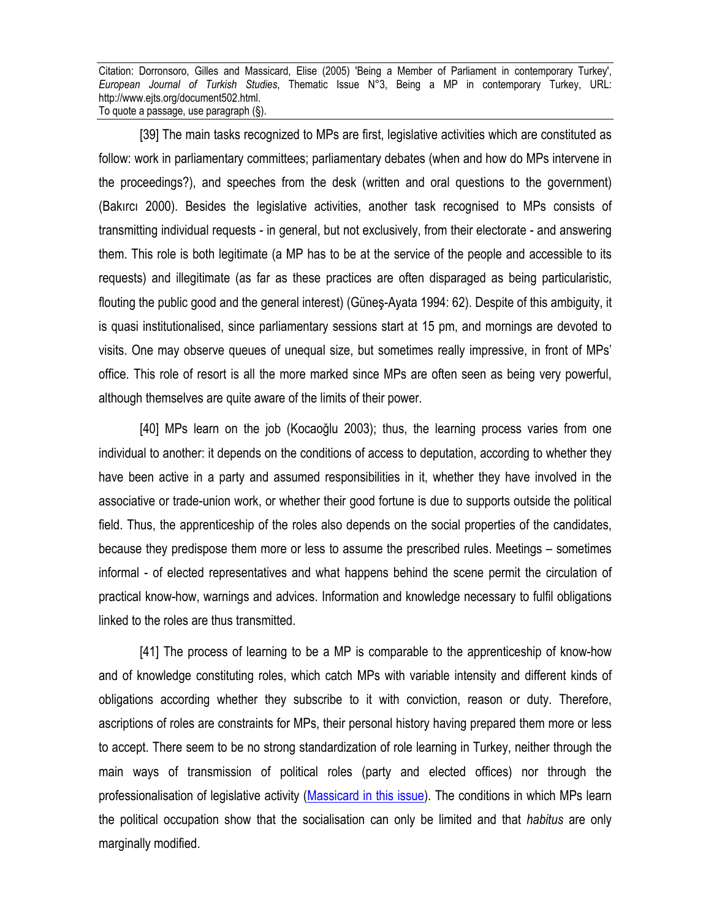[39] The main tasks recognized to MPs are first, legislative activities which are constituted as follow: work in parliamentary committees; parliamentary debates (when and how do MPs intervene in the proceedings?), and speeches from the desk (written and oral questions to the government) (Bakırcı 2000). Besides the legislative activities, another task recognised to MPs consists of transmitting individual requests - in general, but not exclusively, from their electorate - and answering them. This role is both legitimate (a MP has to be at the service of the people and accessible to its requests) and illegitimate (as far as these practices are often disparaged as being particularistic, flouting the public good and the general interest) (Güneş-Ayata 1994: 62). Despite of this ambiguity, it is quasi institutionalised, since parliamentary sessions start at 15 pm, and mornings are devoted to visits. One may observe queues of unequal size, but sometimes really impressive, in front of MPs' office. This role of resort is all the more marked since MPs are often seen as being very powerful, although themselves are quite aware of the limits of their power.

[40] MPs learn on the job (Kocaoğlu 2003); thus, the learning process varies from one individual to another: it depends on the conditions of access to deputation, according to whether they have been active in a party and assumed responsibilities in it, whether they have involved in the associative or trade-union work, or whether their good fortune is due to supports outside the political field. Thus, the apprenticeship of the roles also depends on the social properties of the candidates, because they predispose them more or less to assume the prescribed rules. Meetings – sometimes informal - of elected representatives and what happens behind the scene permit the circulation of practical know-how, warnings and advices. Information and knowledge necessary to fulfil obligations linked to the roles are thus transmitted.

[41] The process of learning to be a MP is comparable to the apprenticeship of know-how and of knowledge constituting roles, which catch MPs with variable intensity and different kinds of obligations according whether they subscribe to it with conviction, reason or duty. Therefore, ascriptions of roles are constraints for MPs, their personal history having prepared them more or less to accept. There seem to be no strong standardization of role learning in Turkey, neither through the main ways of transmission of political roles (party and elected offices) nor through the professionalisation of legislative activity (Massicard in this issue). The conditions in which MPs learn the political occupation show that the socialisation can only be limited and that *habitus* are only marginally modified.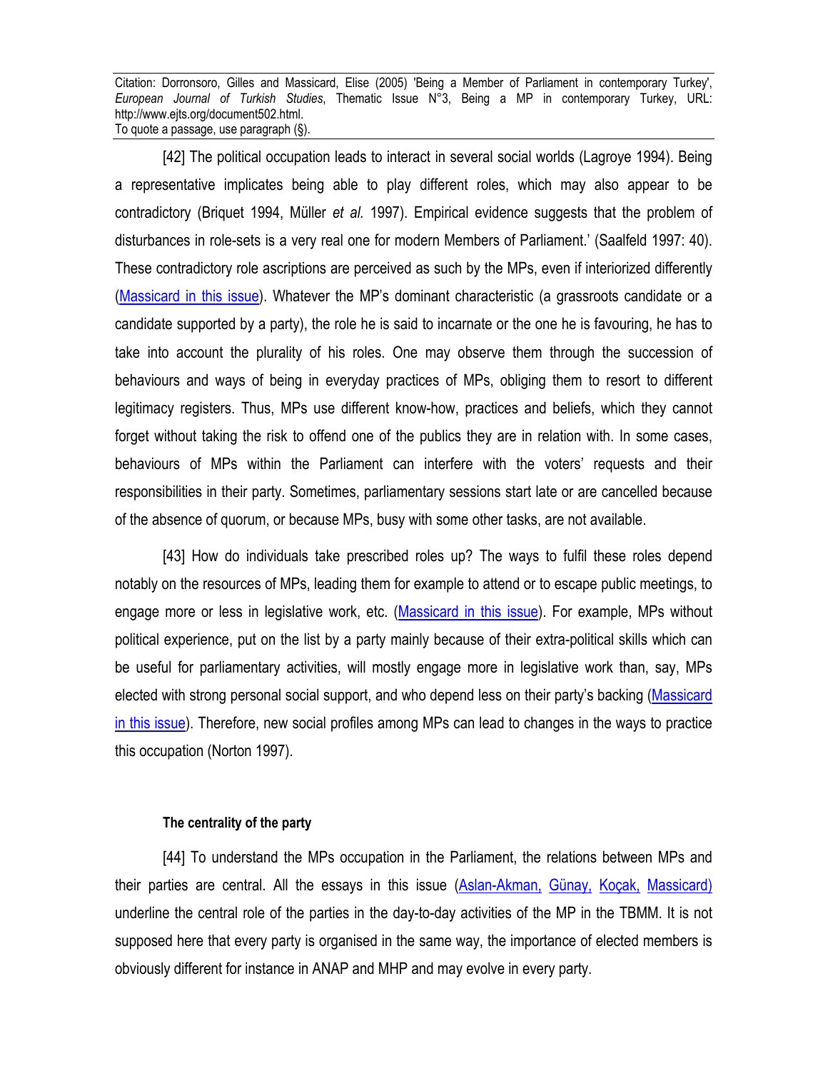[42] The political occupation leads to interact in several social worlds (Lagroye 1994). Being a representative implicates being able to play different roles, which may also appear to be contradictory (Briquet 1994, Müller *et al.* 1997). Empirical evidence suggests that the problem of disturbances in role-sets is a very real one for modern Members of Parliament.' (Saalfeld 1997: 40). These contradictory role ascriptions are perceived as such by the MPs, even if interiorized differently (Massicard in this issue). Whatever the MP's dominant characteristic (a grassroots candidate or a candidate supported by a party), the role he is said to incarnate or the one he is favouring, he has to take into account the plurality of his roles. One may observe them through the succession of behaviours and ways of being in everyday practices of MPs, obliging them to resort to different legitimacy registers. Thus, MPs use different know-how, practices and beliefs, which they cannot forget without taking the risk to offend one of the publics they are in relation with. In some cases, behaviours of MPs within the Parliament can interfere with the voters' requests and their responsibilities in their party. Sometimes, parliamentary sessions start late or are cancelled because of the absence of quorum, or because MPs, busy with some other tasks, are not available.

[43] How do individuals take prescribed roles up? The ways to fulfil these roles depend notably on the resources of MPs, leading them for example to attend or to escape public meetings, to engage more or less in legislative work, etc. (Massicard in this issue). For example, MPs without political experience, put on the list by a party mainly because of their extra-political skills which can be useful for parliamentary activities, will mostly engage more in legislative work than, say, MPs elected with strong personal social support, and who depend less on their party's backing (Massicard in this issue). Therefore, new social profiles among MPs can lead to changes in the ways to practice this occupation (Norton 1997).

#### The centrality of the party

[44] To understand the MPs occupation in the Parliament, the relations between MPs and their parties are central. All the essays in this issue (Aslan-Akman, Günay, Koçak, Massicard) underline the central role of the parties in the day-to-day activities of the MP in the TBMM. It is not supposed here that every party is organised in the same way, the importance of elected members is obviously different for instance in ANAP and MHP and may evolve in every party.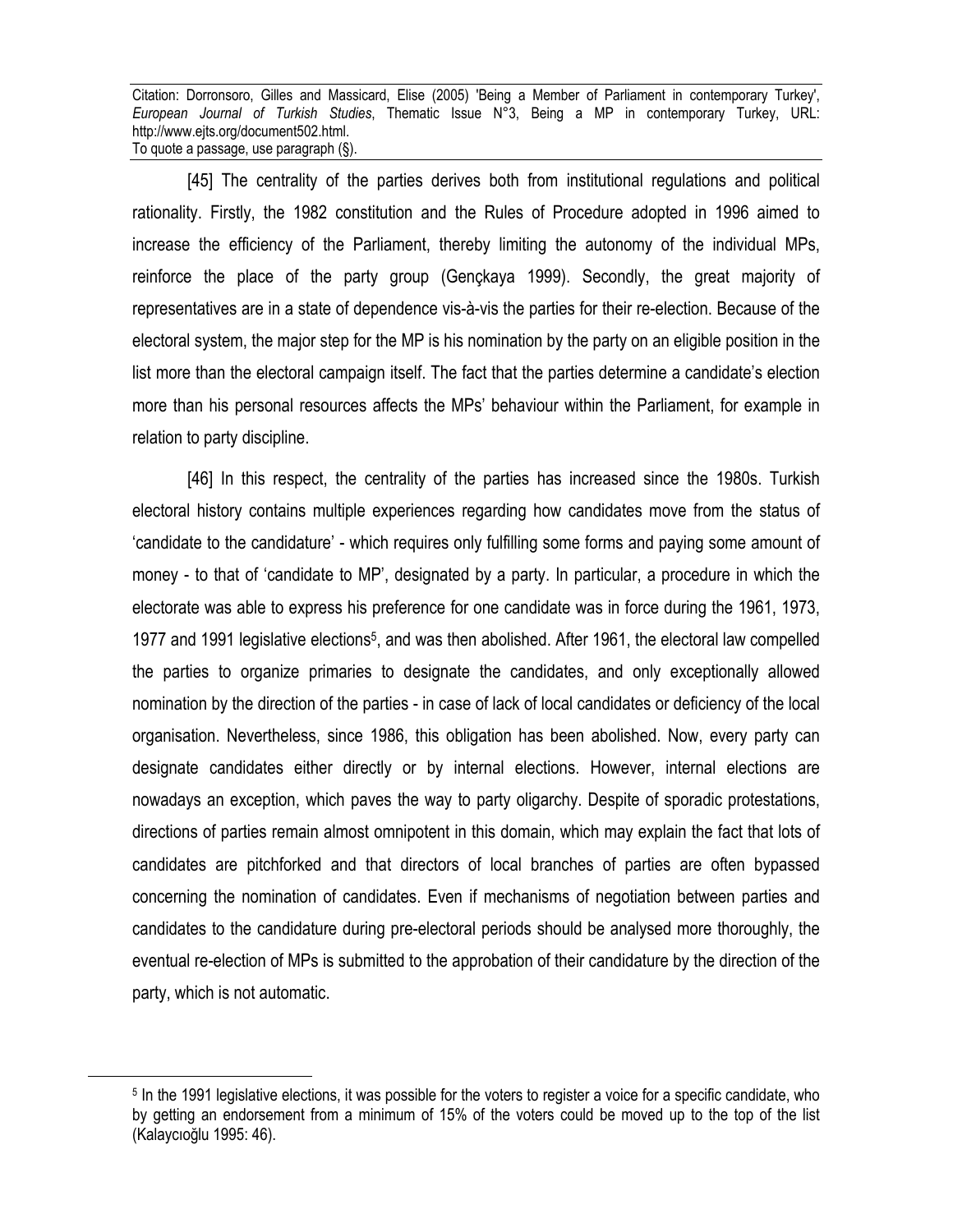[45] The centrality of the parties derives both from institutional regulations and political rationality. Firstly, the 1982 constitution and the Rules of Procedure adopted in 1996 aimed to increase the efficiency of the Parliament, thereby limiting the autonomy of the individual MPs, reinforce the place of the party group (Gençkaya 1999). Secondly, the great majority of representatives are in a state of dependence vis-à-vis the parties for their re-election. Because of the electoral system, the major step for the MP is his nomination by the party on an eligible position in the list more than the electoral campaign itself. The fact that the parties determine a candidate's election more than his personal resources affects the MPs' behaviour within the Parliament, for example in relation to party discipline.

[46] In this respect, the centrality of the parties has increased since the 1980s. Turkish electoral history contains multiple experiences regarding how candidates move from the status of 'candidate to the candidature' - which requires only fulfilling some forms and paying some amount of money - to that of 'candidate to MP', designated by a party. In particular, a procedure in which the electorate was able to express his preference for one candidate was in force during the 1961, 1973, 1977 and 1991 legislative elections[5], and was then abolished. After 1961, the electoral law compelled the parties to organize primaries to designate the candidates, and only exceptionally allowed nomination by the direction of the parties - in case of lack of local candidates or deficiency of the local organisation. Nevertheless, since 1986, this obligation has been abolished. Now, every party can designate candidates either directly or by internal elections. However, internal elections are nowadays an exception, which paves the way to party oligarchy. Despite of sporadic protestations, directions of parties remain almost omnipotent in this domain, which may explain the fact that lots of candidates are pitchforked and that directors of local branches of parties are often bypassed concerning the nomination of candidates. Even if mechanisms of negotiation between parties and candidates to the candidature during pre-electoral periods should be analysed more thoroughly, the eventual re-election of MPs is submitted to the approbation of their candidature by the direction of the party, which is not automatic.

---

[5] In the 1991 legislative elections, it was possible for the voters to register a voice for a specific candidate, who by getting an endorsement from a minimum of 15% of the voters could be moved up to the top of the list (Kalaycıoğlu 1995: 46).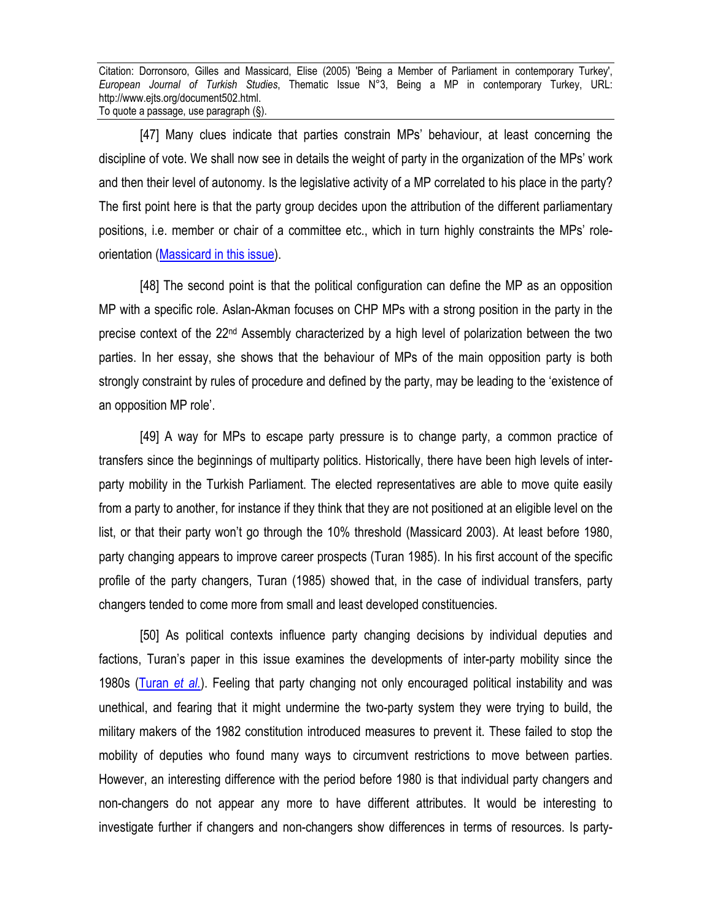[47] Many clues indicate that parties constrain MPs' behaviour, at least concerning the discipline of vote. We shall now see in details the weight of party in the organization of the MPs' work and then their level of autonomy. Is the legislative activity of a MP correlated to his place in the party? The first point here is that the party group decides upon the attribution of the different parliamentary positions, i.e. member or chair of a committee etc., which in turn highly constraints the MPs' role-orientation (Massicard in this issue).

[48] The second point is that the political configuration can define the MP as an opposition MP with a specific role. Aslan-Akman focuses on CHP MPs with a strong position in the party in the precise context of the 22nd Assembly characterized by a high level of polarization between the two parties. In her essay, she shows that the behaviour of MPs of the main opposition party is both strongly constraint by rules of procedure and defined by the party, may be leading to the 'existence of an opposition MP role'.

[49] A way for MPs to escape party pressure is to change party, a common practice of transfers since the beginnings of multiparty politics. Historically, there have been high levels of inter-party mobility in the Turkish Parliament. The elected representatives are able to move quite easily from a party to another, for instance if they think that they are not positioned at an eligible level on the list, or that their party won't go through the 10% threshold (Massicard 2003). At least before 1980, party changing appears to improve career prospects (Turan 1985). In his first account of the specific profile of the party changers, Turan (1985) showed that, in the case of individual transfers, party changers tended to come more from small and least developed constituencies.

[50] As political contexts influence party changing decisions by individual deputies and factions, Turan's paper in this issue examines the developments of inter-party mobility since the 1980s (Turan *et al.*). Feeling that party changing not only encouraged political instability and was unethical, and fearing that it might undermine the two-party system they were trying to build, the military makers of the 1982 constitution introduced measures to prevent it. These failed to stop the mobility of deputies who found many ways to circumvent restrictions to move between parties. However, an interesting difference with the period before 1980 is that individual party changers and non-changers do not appear any more to have different attributes. It would be interesting to investigate further if changers and non-changers show differences in terms of resources. Is party-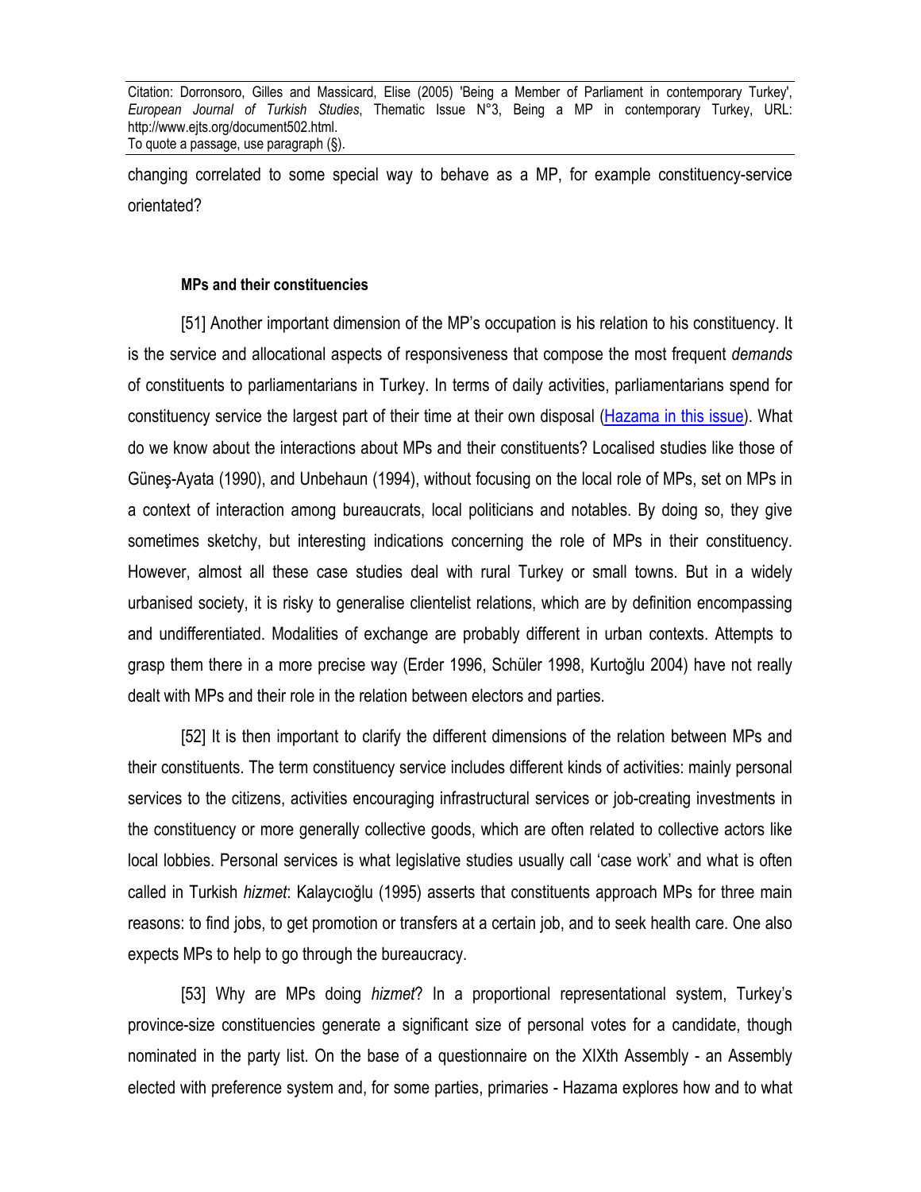changing correlated to some special way to behave as a MP, for example constituency-service orientated?

#### MPs and their constituencies

[51] Another important dimension of the MP's occupation is his relation to his constituency. It is the service and allocational aspects of responsiveness that compose the most frequent *demands* of constituents to parliamentarians in Turkey. In terms of daily activities, parliamentarians spend for constituency service the largest part of their time at their own disposal (Hazama in this issue). What do we know about the interactions about MPs and their constituents? Localised studies like those of Güneş-Ayata (1990), and Unbehaun (1994), without focusing on the local role of MPs, set on MPs in a context of interaction among bureaucrats, local politicians and notables. By doing so, they give sometimes sketchy, but interesting indications concerning the role of MPs in their constituency. However, almost all these case studies deal with rural Turkey or small towns. But in a widely urbanised society, it is risky to generalise clientelist relations, which are by definition encompassing and undifferentiated. Modalities of exchange are probably different in urban contexts. Attempts to grasp them there in a more precise way (Erder 1996, Schüler 1998, Kurtoğlu 2004) have not really dealt with MPs and their role in the relation between electors and parties.

[52] It is then important to clarify the different dimensions of the relation between MPs and their constituents. The term constituency service includes different kinds of activities: mainly personal services to the citizens, activities encouraging infrastructural services or job-creating investments in the constituency or more generally collective goods, which are often related to collective actors like local lobbies. Personal services is what legislative studies usually call 'case work' and what is often called in Turkish *hizmet*: Kalaycıoğlu (1995) asserts that constituents approach MPs for three main reasons: to find jobs, to get promotion or transfers at a certain job, and to seek health care. One also expects MPs to help to go through the bureaucracy.

[53] Why are MPs doing *hizmet*? In a proportional representational system, Turkey's province-size constituencies generate a significant size of personal votes for a candidate, though nominated in the party list. On the base of a questionnaire on the XIXth Assembly - an Assembly elected with preference system and, for some parties, primaries - Hazama explores how and to what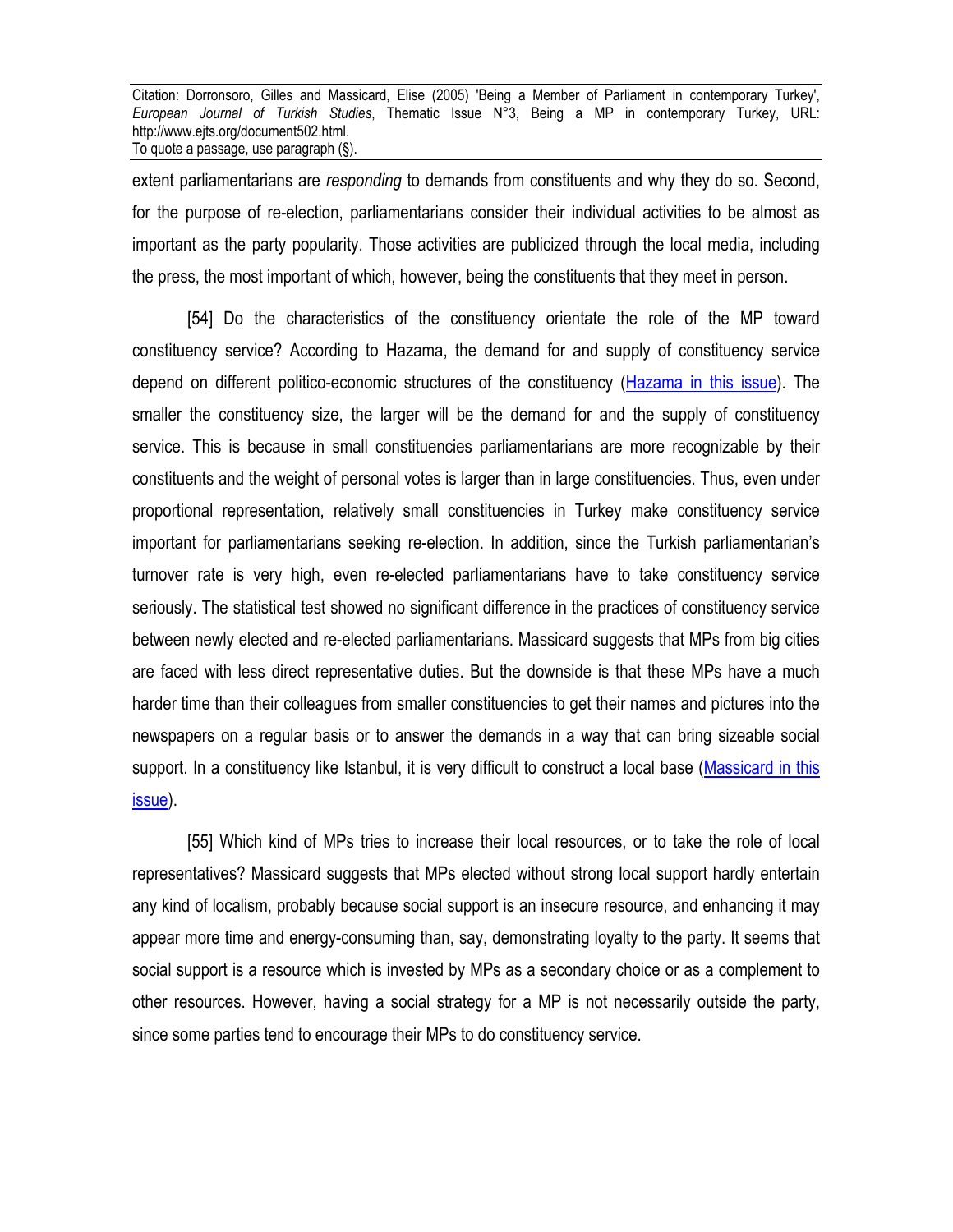extent parliamentarians are *responding* to demands from constituents and why they do so. Second, for the purpose of re-election, parliamentarians consider their individual activities to be almost as important as the party popularity. Those activities are publicized through the local media, including the press, the most important of which, however, being the constituents that they meet in person.

[54] Do the characteristics of the constituency orientate the role of the MP toward constituency service? According to Hazama, the demand for and supply of constituency service depend on different politico-economic structures of the constituency (Hazama in this issue). The smaller the constituency size, the larger will be the demand for and the supply of constituency service. This is because in small constituencies parliamentarians are more recognizable by their constituents and the weight of personal votes is larger than in large constituencies. Thus, even under proportional representation, relatively small constituencies in Turkey make constituency service important for parliamentarians seeking re-election. In addition, since the Turkish parliamentarian's turnover rate is very high, even re-elected parliamentarians have to take constituency service seriously. The statistical test showed no significant difference in the practices of constituency service between newly elected and re-elected parliamentarians. Massicard suggests that MPs from big cities are faced with less direct representative duties. But the downside is that these MPs have a much harder time than their colleagues from smaller constituencies to get their names and pictures into the newspapers on a regular basis or to answer the demands in a way that can bring sizeable social support. In a constituency like Istanbul, it is very difficult to construct a local base (Massicard in this issue).

[55] Which kind of MPs tries to increase their local resources, or to take the role of local representatives? Massicard suggests that MPs elected without strong local support hardly entertain any kind of localism, probably because social support is an insecure resource, and enhancing it may appear more time and energy-consuming than, say, demonstrating loyalty to the party. It seems that social support is a resource which is invested by MPs as a secondary choice or as a complement to other resources. However, having a social strategy for a MP is not necessarily outside the party, since some parties tend to encourage their MPs to do constituency service.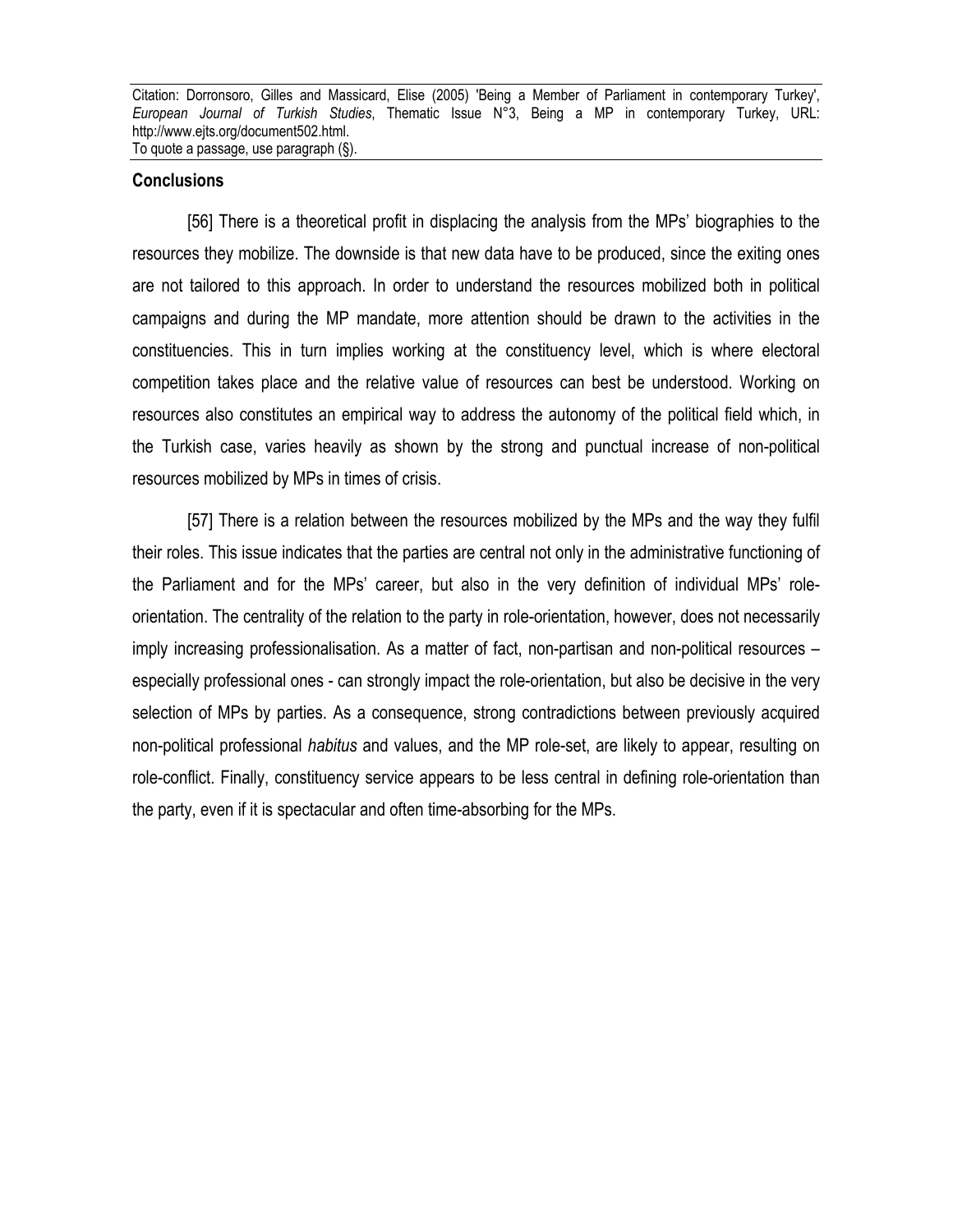## Conclusions

[56] There is a theoretical profit in displacing the analysis from the MPs' biographies to the resources they mobilize. The downside is that new data have to be produced, since the exiting ones are not tailored to this approach. In order to understand the resources mobilized both in political campaigns and during the MP mandate, more attention should be drawn to the activities in the constituencies. This in turn implies working at the constituency level, which is where electoral competition takes place and the relative value of resources can best be understood. Working on resources also constitutes an empirical way to address the autonomy of the political field which, in the Turkish case, varies heavily as shown by the strong and punctual increase of non-political resources mobilized by MPs in times of crisis.

[57] There is a relation between the resources mobilized by the MPs and the way they fulfil their roles. This issue indicates that the parties are central not only in the administrative functioning of the Parliament and for the MPs' career, but also in the very definition of individual MPs' role-orientation. The centrality of the relation to the party in role-orientation, however, does not necessarily imply increasing professionalisation. As a matter of fact, non-partisan and non-political resources – especially professional ones - can strongly impact the role-orientation, but also be decisive in the very selection of MPs by parties. As a consequence, strong contradictions between previously acquired non-political professional *habitus* and values, and the MP role-set, are likely to appear, resulting on role-conflict. Finally, constituency service appears to be less central in defining role-orientation than the party, even if it is spectacular and often time-absorbing for the MPs.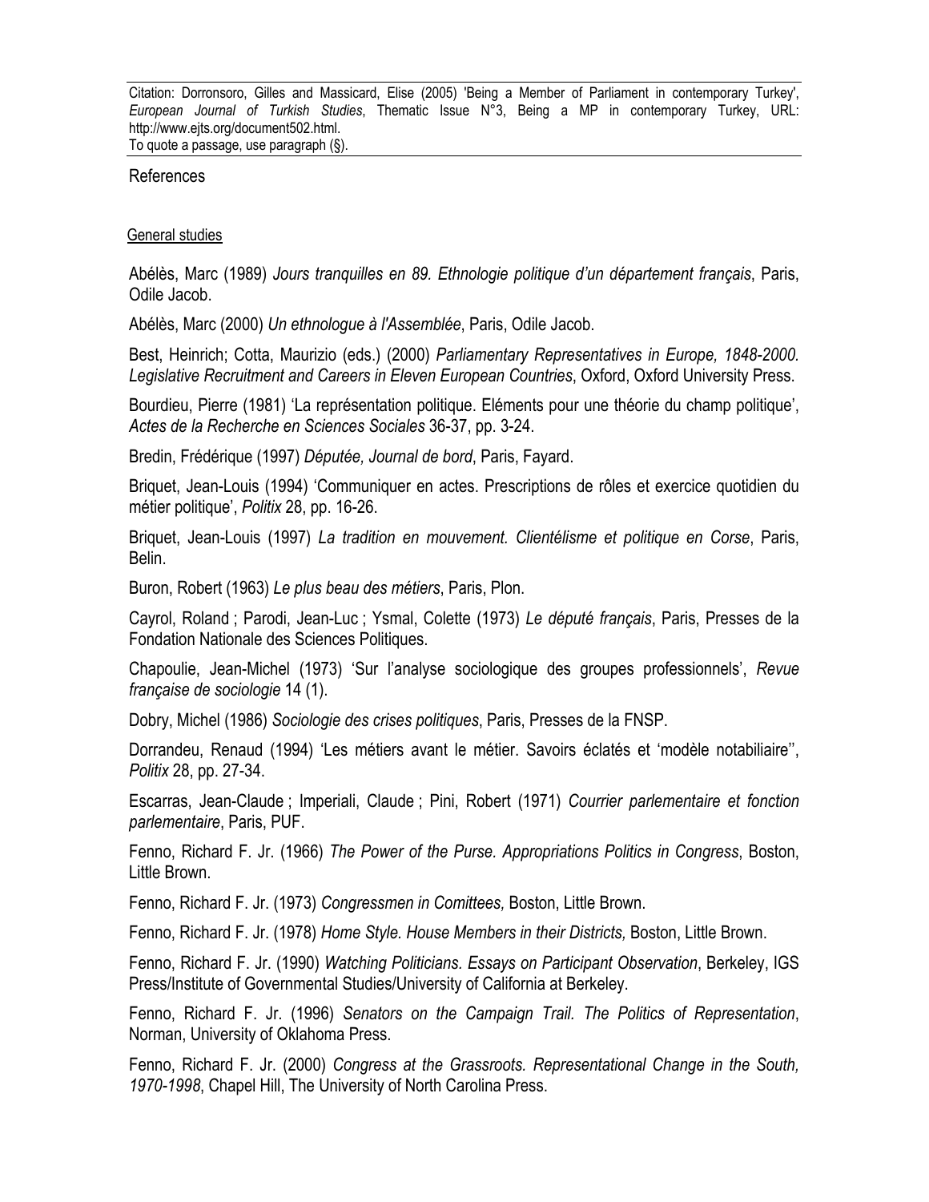Citation: Dorronsoro, Gilles and Massicard, Elise (2005) 'Being a Member of Parliament in contemporary Turkey', *European Journal of Turkish Studies*, Thematic Issue N°3, Being a MP in contemporary Turkey, URL: http://www.ejts.org/document502.html.
To quote a passage, use paragraph (§).

## References

### General studies

Abélès, Marc (1989) *Jours tranquilles en 89. Ethnologie politique d'un département français*, Paris, Odile Jacob.

Abélès, Marc (2000) *Un ethnologue à l'Assemblée*, Paris, Odile Jacob.

Best, Heinrich; Cotta, Maurizio (eds.) (2000) *Parliamentary Representatives in Europe, 1848-2000. Legislative Recruitment and Careers in Eleven European Countries*, Oxford, Oxford University Press.

Bourdieu, Pierre (1981) 'La représentation politique. Eléments pour une théorie du champ politique', *Actes de la Recherche en Sciences Sociales* 36-37, pp. 3-24.

Bredin, Frédérique (1997) *Députée, Journal de bord*, Paris, Fayard.

Briquet, Jean-Louis (1994) 'Communiquer en actes. Prescriptions de rôles et exercice quotidien du métier politique', *Politix* 28, pp. 16-26.

Briquet, Jean-Louis (1997) *La tradition en mouvement. Clientélisme et politique en Corse*, Paris, Belin.

Buron, Robert (1963) *Le plus beau des métiers*, Paris, Plon.

Cayrol, Roland ; Parodi, Jean-Luc ; Ysmal, Colette (1973) *Le député français*, Paris, Presses de la Fondation Nationale des Sciences Politiques.

Chapoulie, Jean-Michel (1973) 'Sur l'analyse sociologique des groupes professionnels', *Revue française de sociologie* 14 (1).

Dobry, Michel (1986) *Sociologie des crises politiques*, Paris, Presses de la FNSP.

Dorrandeu, Renaud (1994) 'Les métiers avant le métier. Savoirs éclatés et 'modèle notabiliaire'', *Politix* 28, pp. 27-34.

Escarras, Jean-Claude ; Imperiali, Claude ; Pini, Robert (1971) *Courrier parlementaire et fonction parlementaire*, Paris, PUF.

Fenno, Richard F. Jr. (1966) *The Power of the Purse. Appropriations Politics in Congress*, Boston, Little Brown.

Fenno, Richard F. Jr. (1973) *Congressmen in Comittees,* Boston, Little Brown.

Fenno, Richard F. Jr. (1978) *Home Style. House Members in their Districts,* Boston, Little Brown.

Fenno, Richard F. Jr. (1990) *Watching Politicians. Essays on Participant Observation*, Berkeley, IGS Press/Institute of Governmental Studies/University of California at Berkeley.

Fenno, Richard F. Jr. (1996) *Senators on the Campaign Trail. The Politics of Representation*, Norman, University of Oklahoma Press.

Fenno, Richard F. Jr. (2000) *Congress at the Grassroots. Representational Change in the South, 1970-1998*, Chapel Hill, The University of North Carolina Press.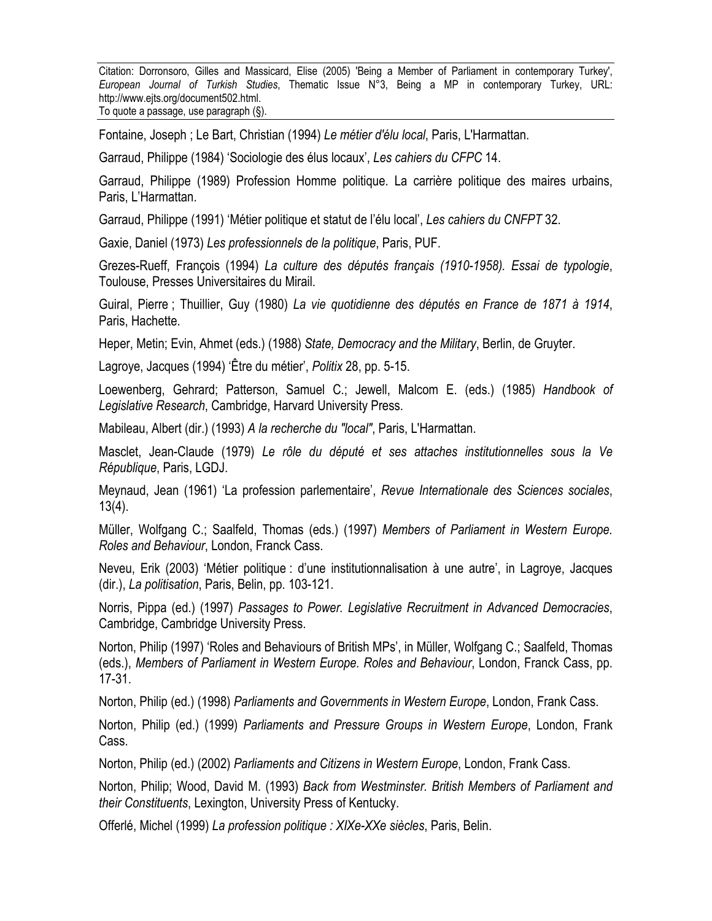Fontaine, Joseph ; Le Bart, Christian (1994) *Le métier d'élu local*, Paris, L'Harmattan.

Garraud, Philippe (1984) 'Sociologie des élus locaux', *Les cahiers du CFPC* 14.

Garraud, Philippe (1989) Profession Homme politique. La carrière politique des maires urbains, Paris, L'Harmattan.

Garraud, Philippe (1991) 'Métier politique et statut de l'élu local', *Les cahiers du CNFPT* 32.

Gaxie, Daniel (1973) *Les professionnels de la politique*, Paris, PUF.

Grezes-Rueff, François (1994) *La culture des députés français (1910-1958). Essai de typologie*, Toulouse, Presses Universitaires du Mirail.

Guiral, Pierre ; Thuillier, Guy (1980) *La vie quotidienne des députés en France de 1871 à 1914*, Paris, Hachette.

Heper, Metin; Evin, Ahmet (eds.) (1988) *State, Democracy and the Military*, Berlin, de Gruyter.

Lagroye, Jacques (1994) 'Être du métier', *Politix* 28, pp. 5-15.

Loewenberg, Gehrard; Patterson, Samuel C.; Jewell, Malcom E. (eds.) (1985) *Handbook of Legislative Research*, Cambridge, Harvard University Press.

Mabileau, Albert (dir.) (1993) *A la recherche du "local"*, Paris, L'Harmattan.

Masclet, Jean-Claude (1979) *Le rôle du député et ses attaches institutionnelles sous la Ve République*, Paris, LGDJ.

Meynaud, Jean (1961) 'La profession parlementaire', *Revue Internationale des Sciences sociales*, 13(4).

Müller, Wolfgang C.; Saalfeld, Thomas (eds.) (1997) *Members of Parliament in Western Europe. Roles and Behaviour*, London, Franck Cass.

Neveu, Erik (2003) 'Métier politique : d'une institutionnalisation à une autre', in Lagroye, Jacques (dir.), *La politisation*, Paris, Belin, pp. 103-121.

Norris, Pippa (ed.) (1997) *Passages to Power. Legislative Recruitment in Advanced Democracies*, Cambridge, Cambridge University Press.

Norton, Philip (1997) 'Roles and Behaviours of British MPs', in Müller, Wolfgang C.; Saalfeld, Thomas (eds.), *Members of Parliament in Western Europe. Roles and Behaviour*, London, Franck Cass, pp. 17-31.

Norton, Philip (ed.) (1998) *Parliaments and Governments in Western Europe*, London, Frank Cass.

Norton, Philip (ed.) (1999) *Parliaments and Pressure Groups in Western Europe*, London, Frank Cass.

Norton, Philip (ed.) (2002) *Parliaments and Citizens in Western Europe*, London, Frank Cass.

Norton, Philip; Wood, David M. (1993) *Back from Westminster. British Members of Parliament and their Constituents*, Lexington, University Press of Kentucky.

Offerlé, Michel (1999) *La profession politique : XIXe-XXe siècles*, Paris, Belin.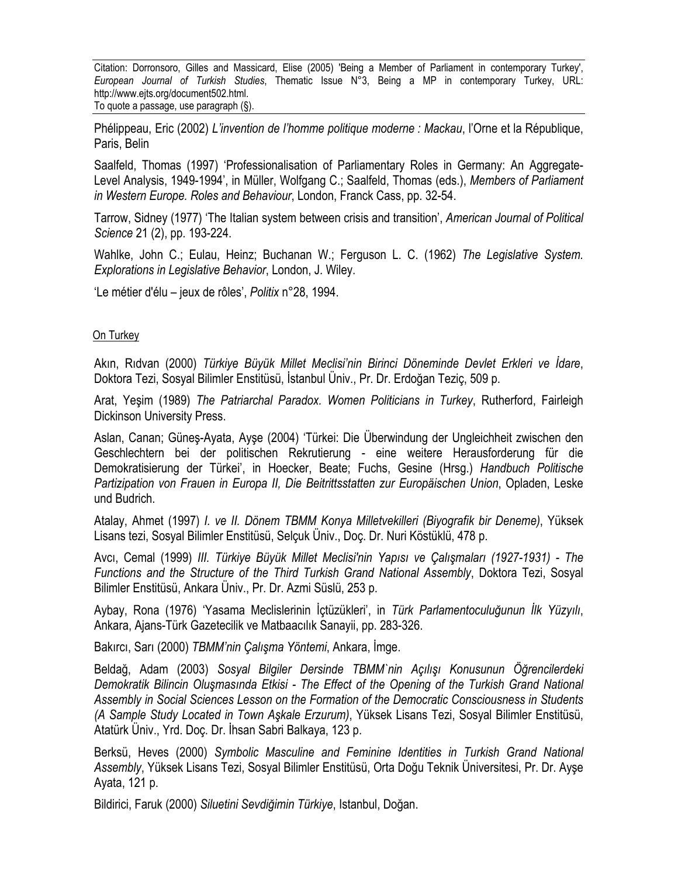Phélippeau, Eric (2002) *L'invention de l'homme politique moderne : Mackau*, l'Orne et la République, Paris, Belin

Saalfeld, Thomas (1997) 'Professionalisation of Parliamentary Roles in Germany: An Aggregate-Level Analysis, 1949-1994', in Müller, Wolfgang C.; Saalfeld, Thomas (eds.), *Members of Parliament in Western Europe. Roles and Behaviour*, London, Franck Cass, pp. 32-54.

Tarrow, Sidney (1977) 'The Italian system between crisis and transition', *American Journal of Political Science* 21 (2), pp. 193-224.

Wahlke, John C.; Eulau, Heinz; Buchanan W.; Ferguson L. C. (1962) *The Legislative System. Explorations in Legislative Behavior*, London, J. Wiley.

'Le métier d'élu – jeux de rôles', *Politix* n°28, 1994.

On Turkey

Akın, Rıdvan (2000) *Türkiye Büyük Millet Meclisi'nin Birinci Döneminde Devlet Erkleri ve İdare*, Doktora Tezi, Sosyal Bilimler Enstitüsü, İstanbul Üniv., Pr. Dr. Erdoğan Teziç, 509 p.

Arat, Yeşim (1989) *The Patriarchal Paradox. Women Politicians in Turkey*, Rutherford, Fairleigh Dickinson University Press.

Aslan, Canan; Güneş-Ayata, Ayşe (2004) 'Türkei: Die Überwindung der Ungleichheit zwischen den Geschlechtern bei der politischen Rekrutierung - eine weitere Herausforderung für die Demokratisierung der Türkei', in Hoecker, Beate; Fuchs, Gesine (Hrsg.) *Handbuch Politische Partizipation von Frauen in Europa II, Die Beitrittsstatten zur Europäischen Union*, Opladen, Leske und Budrich.

Atalay, Ahmet (1997) *I. ve II. Dönem TBMM Konya Milletvekilleri (Biyografik bir Deneme)*, Yüksek Lisans tezi, Sosyal Bilimler Enstitüsü, Selçuk Üniv., Doç. Dr. Nuri Köstüklü, 478 p.

Avcı, Cemal (1999) *III. Türkiye Büyük Millet Meclisi'nin Yapısı ve Çalışmaları (1927-1931) - The Functions and the Structure of the Third Turkish Grand National Assembly*, Doktora Tezi, Sosyal Bilimler Enstitüsü, Ankara Üniv., Pr. Dr. Azmi Süslü, 253 p.

Aybay, Rona (1976) 'Yasama Meclislerinin İçtüzükleri', in *Türk Parlamentoculuğunun İlk Yüzyılı*, Ankara, Ajans-Türk Gazetecilik ve Matbaacılık Sanayii, pp. 283-326.

Bakırcı, Sarı (2000) *TBMM'nin Çalışma Yöntemi*, Ankara, İmge.

Beldağ, Adam (2003) *Sosyal Bilgiler Dersinde TBMM`nin Açılışı Konusunun Öğrencilerdeki Demokratik Bilincin Oluşmasında Etkisi - The Effect of the Opening of the Turkish Grand National Assembly in Social Sciences Lesson on the Formation of the Democratic Consciousness in Students (A Sample Study Located in Town Aşkale Erzurum)*, Yüksek Lisans Tezi, Sosyal Bilimler Enstitüsü, Atatürk Üniv., Yrd. Doç. Dr. İhsan Sabri Balkaya, 123 p.

Berksü, Heves (2000) *Symbolic Masculine and Feminine Identities in Turkish Grand National Assembly*, Yüksek Lisans Tezi, Sosyal Bilimler Enstitüsü, Orta Doğu Teknik Üniversitesi, Pr. Dr. Ayşe Ayata, 121 p.

Bildirici, Faruk (2000) *Siluetini Sevdiğimin Türkiye*, Istanbul, Doğan.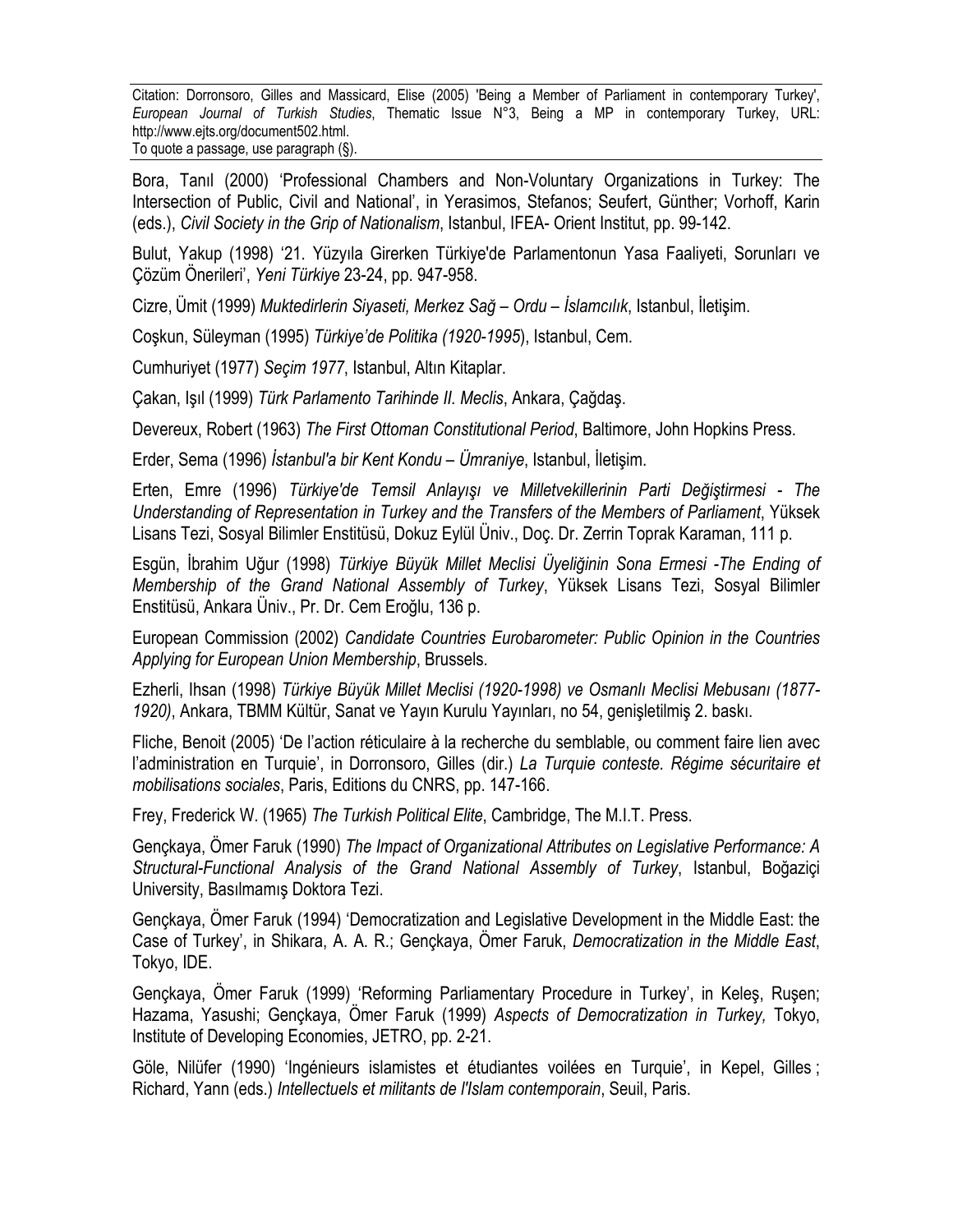Bora, Tanıl (2000) 'Professional Chambers and Non-Voluntary Organizations in Turkey: The Intersection of Public, Civil and National', in Yerasimos, Stefanos; Seufert, Günther; Vorhoff, Karin (eds.), *Civil Society in the Grip of Nationalism*, Istanbul, IFEA- Orient Institut, pp. 99-142.

Bulut, Yakup (1998) '21. Yüzyıla Girerken Türkiye'de Parlamentonun Yasa Faaliyeti, Sorunları ve Çözüm Önerileri', *Yeni Türkiye* 23-24, pp. 947-958.

Cizre, Ümit (1999) *Muktedirlerin Siyaseti, Merkez Sağ – Ordu – İslamcılık*, Istanbul, İletişim.

Coşkun, Süleyman (1995) *Türkiye'de Politika (1920-1995*), Istanbul, Cem.

Cumhuriyet (1977) *Seçim 1977*, Istanbul, Altın Kitaplar.

Çakan, Işıl (1999) *Türk Parlamento Tarihinde II. Meclis*, Ankara, Çağdaş.

Devereux, Robert (1963) *The First Ottoman Constitutional Period*, Baltimore, John Hopkins Press.

Erder, Sema (1996) *İstanbul'a bir Kent Kondu – Ümraniye*, Istanbul, İletişim.

Erten, Emre (1996) *Türkiye'de Temsil Anlayışı ve Milletvekillerinin Parti Değiştirmesi - The Understanding of Representation in Turkey and the Transfers of the Members of Parliament*, Yüksek Lisans Tezi, Sosyal Bilimler Enstitüsü, Dokuz Eylül Üniv., Doç. Dr. Zerrin Toprak Karaman, 111 p.

Esgün, İbrahim Uğur (1998) *Türkiye Büyük Millet Meclisi Üyeliğinin Sona Ermesi -The Ending of Membership of the Grand National Assembly of Turkey*, Yüksek Lisans Tezi, Sosyal Bilimler Enstitüsü, Ankara Üniv., Pr. Dr. Cem Eroğlu, 136 p.

European Commission (2002) *Candidate Countries Eurobarometer: Public Opinion in the Countries Applying for European Union Membership*, Brussels.

Ezherli, Ihsan (1998) *Türkiye Büyük Millet Meclisi (1920-1998) ve Osmanlı Meclisi Mebusanı (1877-1920)*, Ankara, TBMM Kültür, Sanat ve Yayın Kurulu Yayınları, no 54, genişletilmiş 2. baskı.

Fliche, Benoit (2005) 'De l'action réticulaire à la recherche du semblable, ou comment faire lien avec l'administration en Turquie', in Dorronsoro, Gilles (dir.) *La Turquie conteste. Régime sécuritaire et mobilisations sociales*, Paris, Editions du CNRS, pp. 147-166.

Frey, Frederick W. (1965) *The Turkish Political Elite*, Cambridge, The M.I.T. Press.

Gençkaya, Ömer Faruk (1990) *The Impact of Organizational Attributes on Legislative Performance: A Structural-Functional Analysis of the Grand National Assembly of Turkey*, Istanbul, Boğaziçi University, Basılmamış Doktora Tezi.

Gençkaya, Ömer Faruk (1994) 'Democratization and Legislative Development in the Middle East: the Case of Turkey', in Shikara, A. A. R.; Gençkaya, Ömer Faruk, *Democratization in the Middle East*, Tokyo, IDE.

Gençkaya, Ömer Faruk (1999) 'Reforming Parliamentary Procedure in Turkey', in Keleş, Ruşen; Hazama, Yasushi; Gençkaya, Ömer Faruk (1999) *Aspects of Democratization in Turkey,* Tokyo, Institute of Developing Economies, JETRO, pp. 2-21.

Göle, Nilüfer (1990) 'Ingénieurs islamistes et étudiantes voilées en Turquie', in Kepel, Gilles ; Richard, Yann (eds.) *Intellectuels et militants de l'Islam contemporain*, Seuil, Paris.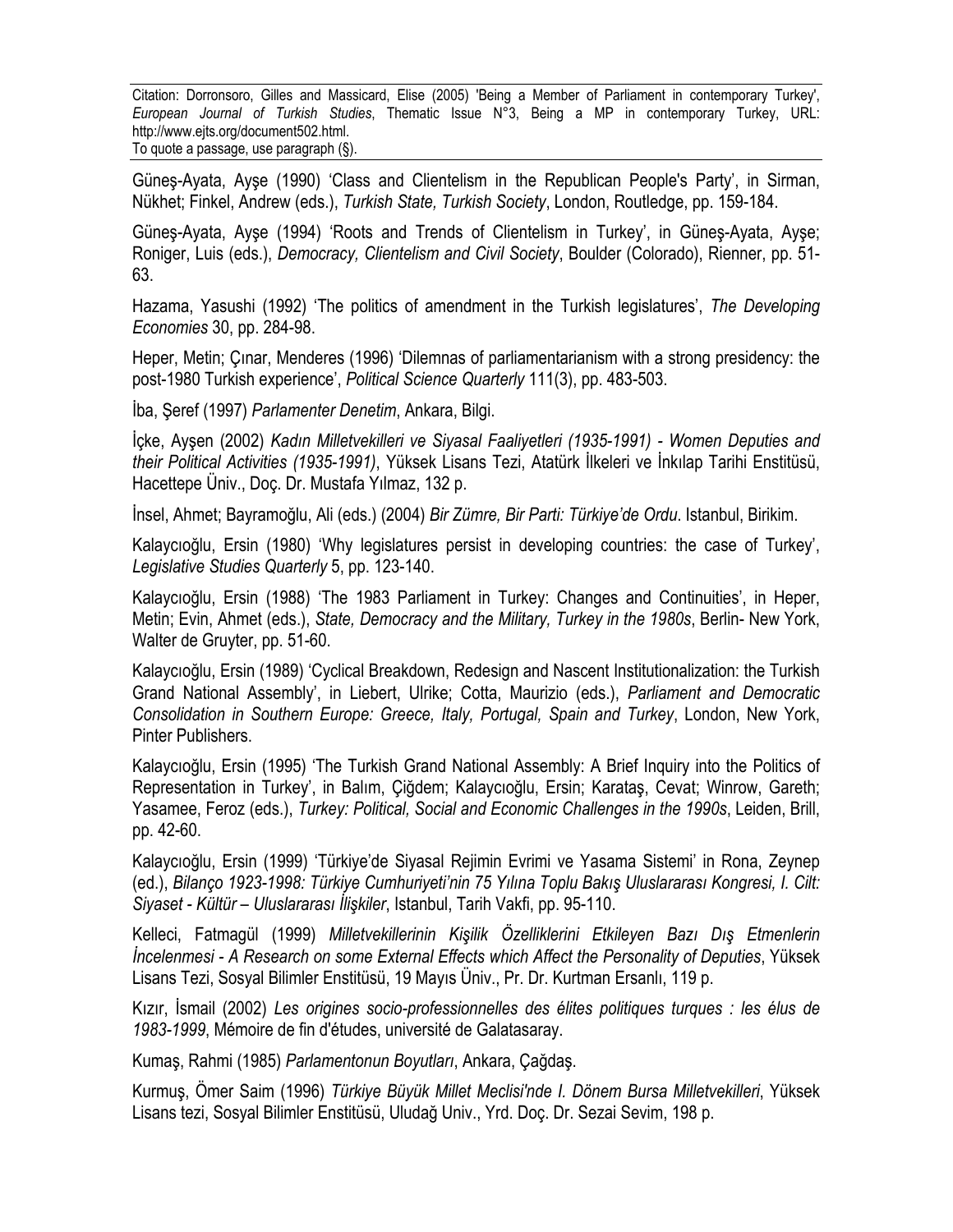Güneş-Ayata, Ayşe (1990) 'Class and Clientelism in the Republican People's Party', in Sirman, Nükhet; Finkel, Andrew (eds.), *Turkish State, Turkish Society*, London, Routledge, pp. 159-184.

Güneş-Ayata, Ayşe (1994) 'Roots and Trends of Clientelism in Turkey', in Güneş-Ayata, Ayşe; Roniger, Luis (eds.), *Democracy, Clientelism and Civil Society*, Boulder (Colorado), Rienner, pp. 51-63.

Hazama, Yasushi (1992) 'The politics of amendment in the Turkish legislatures', *The Developing Economies* 30, pp. 284-98.

Heper, Metin; Çınar, Menderes (1996) 'Dilemnas of parliamentarianism with a strong presidency: the post-1980 Turkish experience', *Political Science Quarterly* 111(3), pp. 483-503.

İba, Şeref (1997) *Parlamenter Denetim*, Ankara, Bilgi.

İçke, Ayşen (2002) *Kadın Milletvekilleri ve Siyasal Faaliyetleri (1935-1991) - Women Deputies and their Political Activities (1935-1991)*, Yüksek Lisans Tezi, Atatürk İlkeleri ve İnkılap Tarihi Enstitüsü, Hacettepe Üniv., Doç. Dr. Mustafa Yılmaz, 132 p.

İnsel, Ahmet; Bayramoğlu, Ali (eds.) (2004) *Bir Zümre, Bir Parti: Türkiye'de Ordu*. Istanbul, Birikim.

Kalaycıoğlu, Ersin (1980) 'Why legislatures persist in developing countries: the case of Turkey', *Legislative Studies Quarterly* 5, pp. 123-140.

Kalaycıoğlu, Ersin (1988) 'The 1983 Parliament in Turkey: Changes and Continuities', in Heper, Metin; Evin, Ahmet (eds.), *State, Democracy and the Military, Turkey in the 1980s*, Berlin- New York, Walter de Gruyter, pp. 51-60.

Kalaycıoğlu, Ersin (1989) 'Cyclical Breakdown, Redesign and Nascent Institutionalization: the Turkish Grand National Assembly', in Liebert, Ulrike; Cotta, Maurizio (eds.), *Parliament and Democratic Consolidation in Southern Europe: Greece, Italy, Portugal, Spain and Turkey*, London, New York, Pinter Publishers.

Kalaycıoğlu, Ersin (1995) 'The Turkish Grand National Assembly: A Brief Inquiry into the Politics of Representation in Turkey', in Balım, Çiğdem; Kalaycıoğlu, Ersin; Karataş, Cevat; Winrow, Gareth; Yasamee, Feroz (eds.), *Turkey: Political, Social and Economic Challenges in the 1990s*, Leiden, Brill, pp. 42-60.

Kalaycıoğlu, Ersin (1999) 'Türkiye'de Siyasal Rejimin Evrimi ve Yasama Sistemi' in Rona, Zeynep (ed.), *Bilanço 1923-1998: Türkiye Cumhuriyeti'nin 75 Yılına Toplu Bakış Uluslararası Kongresi, I. Cilt: Siyaset - Kültür – Uluslararası İlişkiler*, Istanbul, Tarih Vakfi, pp. 95-110.

Kelleci, Fatmagül (1999) *Milletvekillerinin Kişilik Özelliklerini Etkileyen Bazı Dış Etmenlerin İncelenmesi - A Research on some External Effects which Affect the Personality of Deputies*, Yüksek Lisans Tezi, Sosyal Bilimler Enstitüsü, 19 Mayıs Üniv., Pr. Dr. Kurtman Ersanlı, 119 p.

Kızır, İsmail (2002) *Les origines socio-professionnelles des élites politiques turques : les élus de 1983-1999*, Mémoire de fin d'études, université de Galatasaray.

Kumaş, Rahmi (1985) *Parlamentonun Boyutları*, Ankara, Çağdaş.

Kurmuş, Ömer Saim (1996) *Türkiye Büyük Millet Meclisi'nde I. Dönem Bursa Milletvekilleri*, Yüksek Lisans tezi, Sosyal Bilimler Enstitüsü, Uludağ Univ., Yrd. Doç. Dr. Sezai Sevim, 198 p.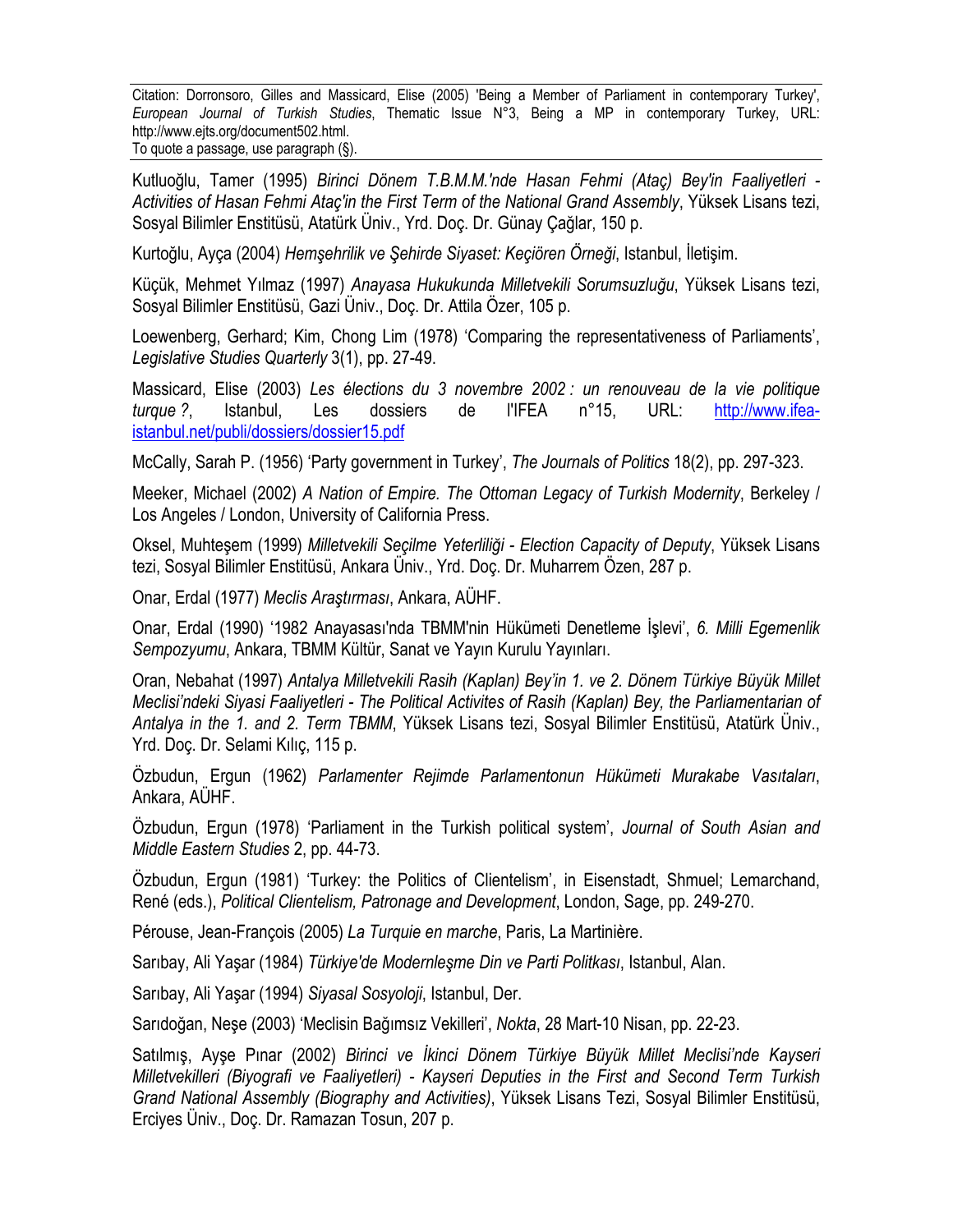Kutluoğlu, Tamer (1995) *Birinci Dönem T.B.M.M.'nde Hasan Fehmi (Ataç) Bey'in Faaliyetleri - Activities of Hasan Fehmi Ataç'in the First Term of the National Grand Assembly*, Yüksek Lisans tezi, Sosyal Bilimler Enstitüsü, Atatürk Üniv., Yrd. Doç. Dr. Günay Çağlar, 150 p.

Kurtoğlu, Ayça (2004) *Hemşehrilik ve Şehirde Siyaset: Keçiören Örneği*, Istanbul, İletişim.

Küçük, Mehmet Yılmaz (1997) *Anayasa Hukukunda Milletvekili Sorumsuzluğu*, Yüksek Lisans tezi, Sosyal Bilimler Enstitüsü, Gazi Üniv., Doç. Dr. Attila Özer, 105 p.

Loewenberg, Gerhard; Kim, Chong Lim (1978) 'Comparing the representativeness of Parliaments', *Legislative Studies Quarterly* 3(1), pp. 27-49.

Massicard, Elise (2003) *Les élections du 3 novembre 2002 : un renouveau de la vie politique turque ?*, Istanbul, Les dossiers de l'IFEA n°15, URL: http://www.ifea-istanbul.net/publi/dossiers/dossier15.pdf

McCally, Sarah P. (1956) 'Party government in Turkey', *The Journals of Politics* 18(2), pp. 297-323.

Meeker, Michael (2002) *A Nation of Empire. The Ottoman Legacy of Turkish Modernity*, Berkeley / Los Angeles / London, University of California Press.

Oksel, Muhteşem (1999) *Milletvekili Seçilme Yeterliliği - Election Capacity of Deputy*, Yüksek Lisans tezi, Sosyal Bilimler Enstitüsü, Ankara Üniv., Yrd. Doç. Dr. Muharrem Özen, 287 p.

Onar, Erdal (1977) *Meclis Araştırması*, Ankara, AÜHF.

Onar, Erdal (1990) '1982 Anayasası'nda TBMM'nin Hükümeti Denetleme İşlevi', *6. Milli Egemenlik Sempozyumu*, Ankara, TBMM Kültür, Sanat ve Yayın Kurulu Yayınları.

Oran, Nebahat (1997) *Antalya Milletvekili Rasih (Kaplan) Bey'in 1. ve 2. Dönem Türkiye Büyük Millet Meclisi'ndeki Siyasi Faaliyetleri - The Political Activites of Rasih (Kaplan) Bey, the Parliamentarian of Antalya in the 1. and 2. Term TBMM*, Yüksek Lisans tezi, Sosyal Bilimler Enstitüsü, Atatürk Üniv., Yrd. Doç. Dr. Selami Kılıç, 115 p.

Özbudun, Ergun (1962) *Parlamenter Rejimde Parlamentonun Hükümeti Murakabe Vasıtaları*, Ankara, AÜHF.

Özbudun, Ergun (1978) 'Parliament in the Turkish political system', *Journal of South Asian and Middle Eastern Studies* 2, pp. 44-73.

Özbudun, Ergun (1981) 'Turkey: the Politics of Clientelism', in Eisenstadt, Shmuel; Lemarchand, René (eds.), *Political Clientelism, Patronage and Development*, London, Sage, pp. 249-270.

Pérouse, Jean-François (2005) *La Turquie en marche*, Paris, La Martinière.

Sarıbay, Ali Yaşar (1984) *Türkiye'de Modernleşme Din ve Parti Politkası*, Istanbul, Alan.

Sarıbay, Ali Yaşar (1994) *Siyasal Sosyoloji*, Istanbul, Der.

Sarıdoğan, Neşe (2003) 'Meclisin Bağımsız Vekilleri', *Nokta*, 28 Mart-10 Nisan, pp. 22-23.

Satılmış, Ayşe Pınar (2002) *Birinci ve İkinci Dönem Türkiye Büyük Millet Meclisi'nde Kayseri Milletvekilleri (Biyografi ve Faaliyetleri) - Kayseri Deputies in the First and Second Term Turkish Grand National Assembly (Biography and Activities)*, Yüksek Lisans Tezi, Sosyal Bilimler Enstitüsü, Erciyes Üniv., Doç. Dr. Ramazan Tosun, 207 p.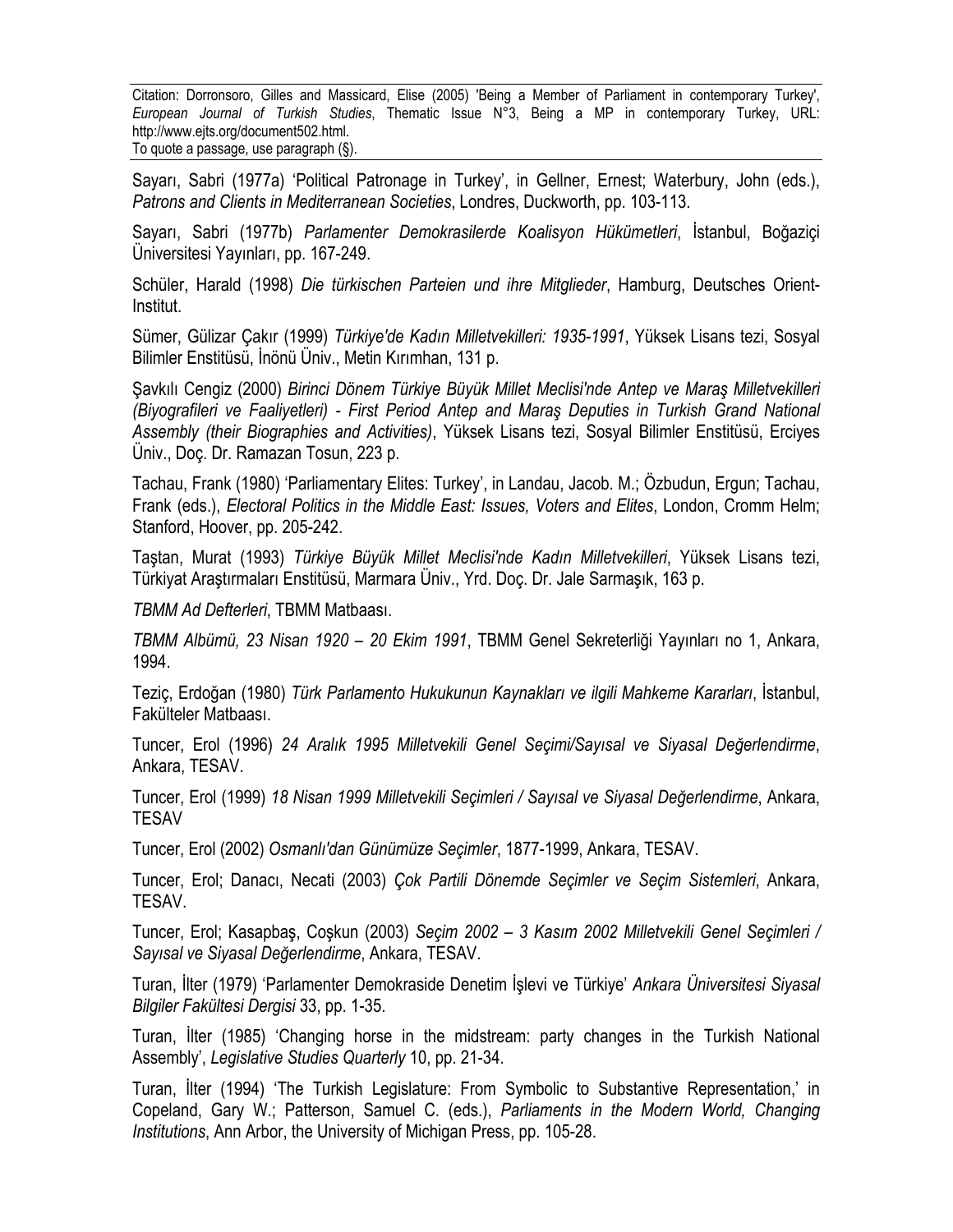Sayarı, Sabri (1977a) 'Political Patronage in Turkey', in Gellner, Ernest; Waterbury, John (eds.), *Patrons and Clients in Mediterranean Societies*, Londres, Duckworth, pp. 103-113.

Sayarı, Sabri (1977b) *Parlamenter Demokrasilerde Koalisyon Hükümetleri*, İstanbul, Boğaziçi Üniversitesi Yayınları, pp. 167-249.

Schüler, Harald (1998) *Die türkischen Parteien und ihre Mitglieder*, Hamburg, Deutsches Orient-Institut.

Sümer, Gülizar Çakır (1999) *Türkiye'de Kadın Milletvekilleri: 1935-1991*, Yüksek Lisans tezi, Sosyal Bilimler Enstitüsü, İnönü Üniv., Metin Kırımhan, 131 p.

Şavkılı Cengiz (2000) *Birinci Dönem Türkiye Büyük Millet Meclisi'nde Antep ve Maraş Milletvekilleri (Biyografileri ve Faaliyetleri) - First Period Antep and Maraş Deputies in Turkish Grand National Assembly (their Biographies and Activities)*, Yüksek Lisans tezi, Sosyal Bilimler Enstitüsü, Erciyes Üniv., Doç. Dr. Ramazan Tosun, 223 p.

Tachau, Frank (1980) 'Parliamentary Elites: Turkey', in Landau, Jacob. M.; Özbudun, Ergun; Tachau, Frank (eds.), *Electoral Politics in the Middle East: Issues, Voters and Elites*, London, Cromm Helm; Stanford, Hoover, pp. 205-242.

Taştan, Murat (1993) *Türkiye Büyük Millet Meclisi'nde Kadın Milletvekilleri*, Yüksek Lisans tezi, Türkiyat Araştırmaları Enstitüsü, Marmara Üniv., Yrd. Doç. Dr. Jale Sarmaşık, 163 p.

*TBMM Ad Defterleri*, TBMM Matbaası.

*TBMM Albümü, 23 Nisan 1920 – 20 Ekim 1991*, TBMM Genel Sekreterliği Yayınları no 1, Ankara, 1994.

Teziç, Erdoğan (1980) *Türk Parlamento Hukukunun Kaynakları ve ilgili Mahkeme Kararları*, İstanbul, Fakülteler Matbaası.

Tuncer, Erol (1996) *24 Aralık 1995 Milletvekili Genel Seçimi/Sayısal ve Siyasal Değerlendirme*, Ankara, TESAV.

Tuncer, Erol (1999) *18 Nisan 1999 Milletvekili Seçimleri / Sayısal ve Siyasal Değerlendirme*, Ankara, TESAV

Tuncer, Erol (2002) *Osmanlı'dan Günümüze Seçimler*, 1877-1999, Ankara, TESAV.

Tuncer, Erol; Danacı, Necati (2003) *Çok Partili Dönemde Seçimler ve Seçim Sistemleri*, Ankara, TESAV.

Tuncer, Erol; Kasapbaş, Coşkun (2003) *Seçim 2002 – 3 Kasım 2002 Milletvekili Genel Seçimleri / Sayısal ve Siyasal Değerlendirme*, Ankara, TESAV.

Turan, İlter (1979) 'Parlamenter Demokraside Denetim İşlevi ve Türkiye' *Ankara Üniversitesi Siyasal Bilgiler Fakültesi Dergisi* 33, pp. 1-35.

Turan, İlter (1985) 'Changing horse in the midstream: party changes in the Turkish National Assembly', *Legislative Studies Quarterly* 10, pp. 21-34.

Turan, İlter (1994) 'The Turkish Legislature: From Symbolic to Substantive Representation,' in Copeland, Gary W.; Patterson, Samuel C. (eds.), *Parliaments in the Modern World, Changing Institutions*, Ann Arbor, the University of Michigan Press, pp. 105-28.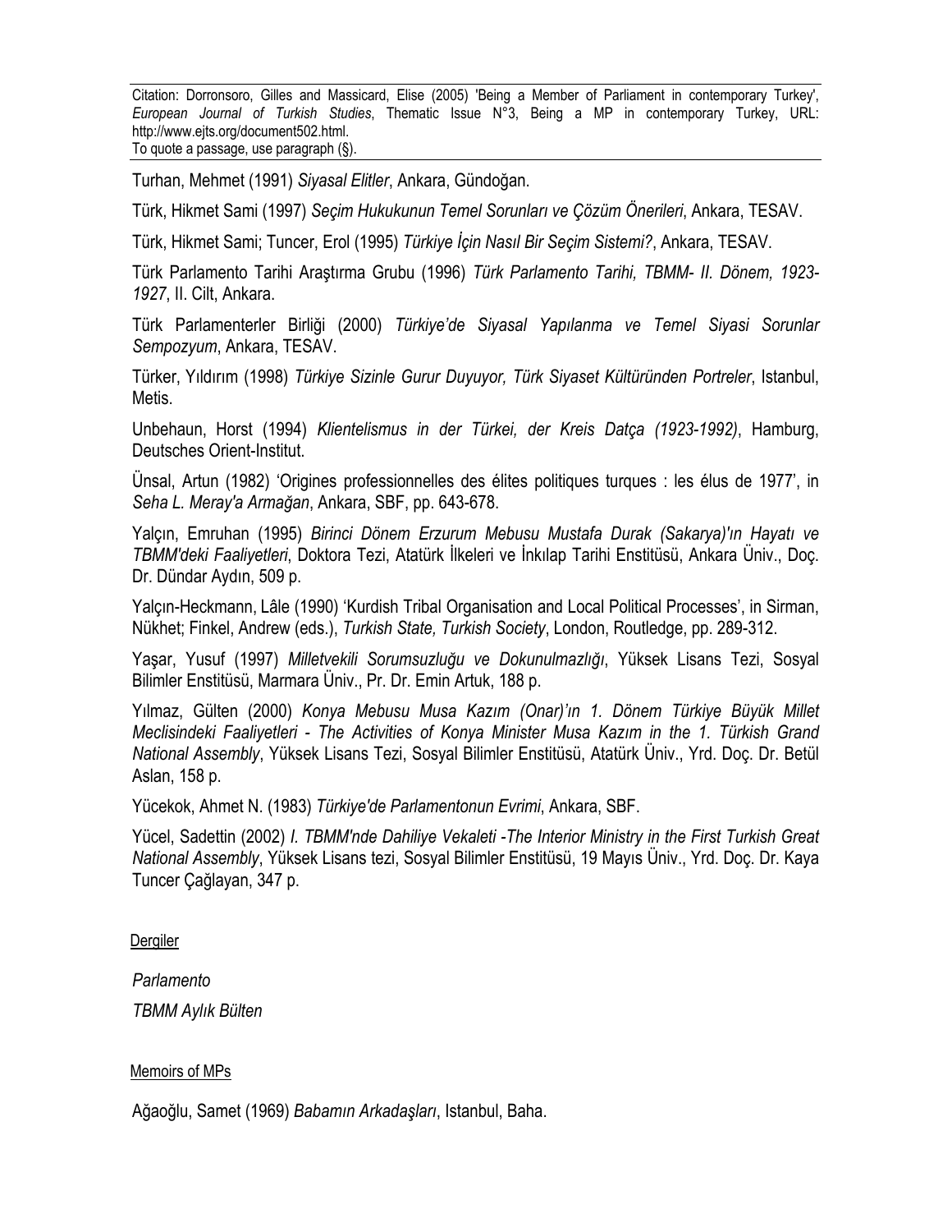Turhan, Mehmet (1991) *Siyasal Elitler*, Ankara, Gündoğan.

Türk, Hikmet Sami (1997) *Seçim Hukukunun Temel Sorunları ve Çözüm Önerileri*, Ankara, TESAV.

Türk, Hikmet Sami; Tuncer, Erol (1995) *Türkiye İçin Nasıl Bir Seçim Sistemi?*, Ankara, TESAV.

Türk Parlamento Tarihi Araştırma Grubu (1996) *Türk Parlamento Tarihi, TBMM- II. Dönem, 1923-1927*, II. Cilt, Ankara.

Türk Parlamenterler Birliği (2000) *Türkiye'de Siyasal Yapılanma ve Temel Siyasi Sorunlar Sempozyum*, Ankara, TESAV.

Türker, Yıldırım (1998) *Türkiye Sizinle Gurur Duyuyor, Türk Siyaset Kültüründen Portreler*, Istanbul, Metis.

Unbehaun, Horst (1994) *Klientelismus in der Türkei, der Kreis Datça (1923-1992)*, Hamburg, Deutsches Orient-Institut.

Ünsal, Artun (1982) 'Origines professionnelles des élites politiques turques : les élus de 1977', in *Seha L. Meray'a Armağan*, Ankara, SBF, pp. 643-678.

Yalçın, Emruhan (1995) *Birinci Dönem Erzurum Mebusu Mustafa Durak (Sakarya)'ın Hayatı ve TBMM'deki Faaliyetleri*, Doktora Tezi, Atatürk İlkeleri ve İnkılap Tarihi Enstitüsü, Ankara Üniv., Doç. Dr. Dündar Aydın, 509 p.

Yalçın-Heckmann, Lâle (1990) 'Kurdish Tribal Organisation and Local Political Processes', in Sirman, Nükhet; Finkel, Andrew (eds.), *Turkish State, Turkish Society*, London, Routledge, pp. 289-312.

Yaşar, Yusuf (1997) *Milletvekili Sorumsuzluğu ve Dokunulmazlığı*, Yüksek Lisans Tezi, Sosyal Bilimler Enstitüsü, Marmara Üniv., Pr. Dr. Emin Artuk, 188 p.

Yılmaz, Gülten (2000) *Konya Mebusu Musa Kazım (Onar)'ın 1. Dönem Türkiye Büyük Millet Meclisindeki Faaliyetleri - The Activities of Konya Minister Musa Kazım in the 1. Türkish Grand National Assembly*, Yüksek Lisans Tezi, Sosyal Bilimler Enstitüsü, Atatürk Üniv., Yrd. Doç. Dr. Betül Aslan, 158 p.

Yücekok, Ahmet N. (1983) *Türkiye'de Parlamentonun Evrimi*, Ankara, SBF.

Yücel, Sadettin (2002) *I. TBMM'nde Dahiliye Vekaleti -The Interior Ministry in the First Turkish Great National Assembly*, Yüksek Lisans tezi, Sosyal Bilimler Enstitüsü, 19 Mayıs Üniv., Yrd. Doç. Dr. Kaya Tuncer Çağlayan, 347 p.

Dergiler

*Parlamento*

*TBMM Aylık Bülten*

Memoirs of MPs

Ağaoğlu, Samet (1969) *Babamın Arkadaşları*, Istanbul, Baha.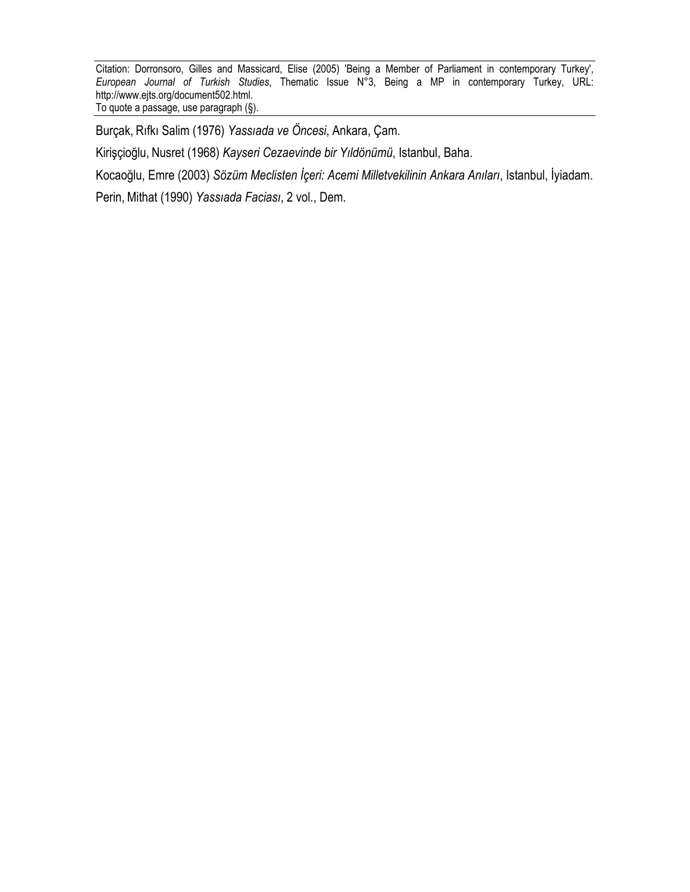Burçak, Rıfkı Salim (1976) *Yassıada ve Öncesi*, Ankara, Çam.

Kirişçioğlu, Nusret (1968) *Kayseri Cezaevinde bir Yıldönümü*, Istanbul, Baha.

Kocaoğlu, Emre (2003) *Sözüm Meclisten İçeri: Acemi Milletvekilinin Ankara Anıları*, Istanbul, İyiadam.

Perin, Mithat (1990) *Yassıada Faciası*, 2 vol., Dem.